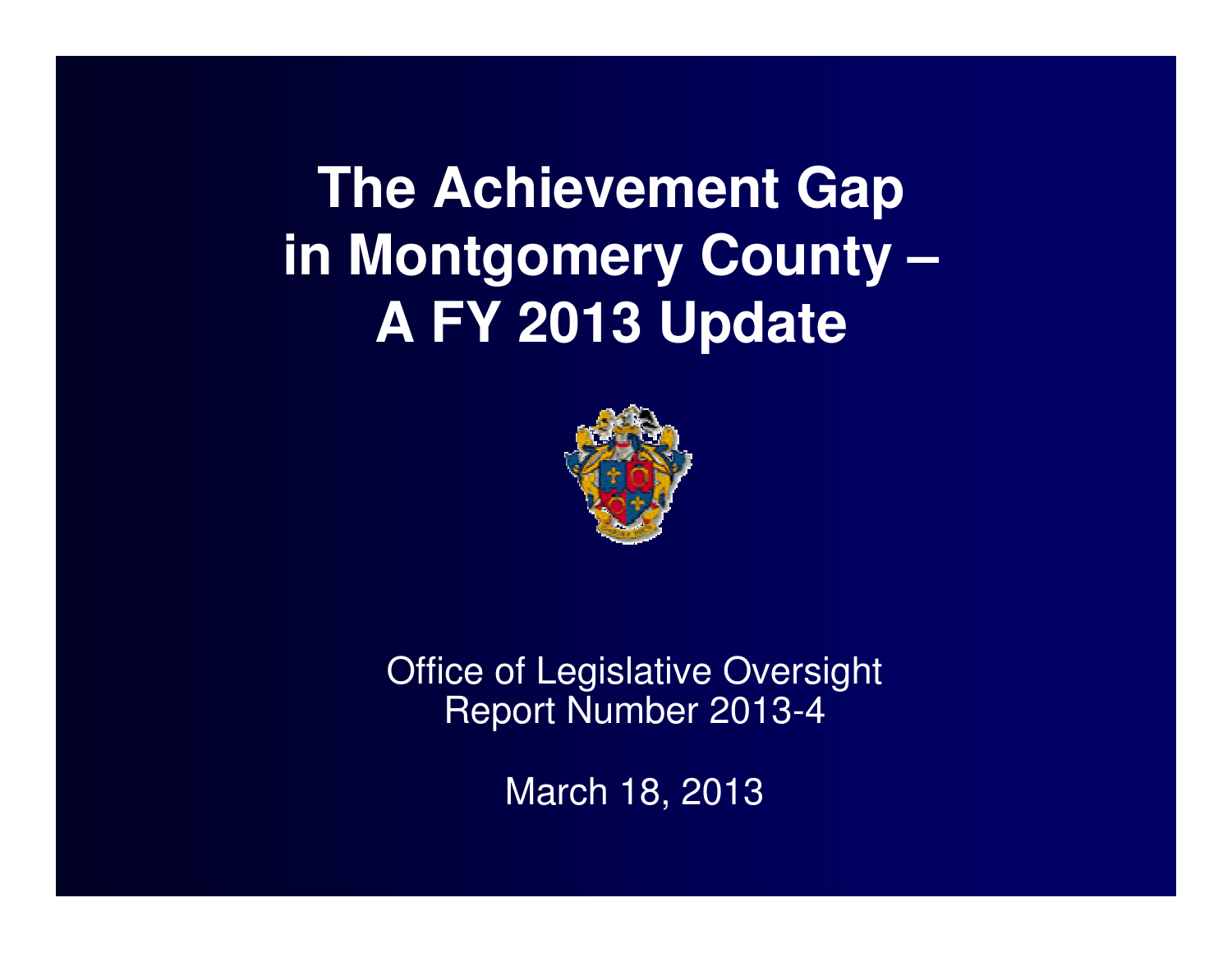# The Achievement Gap in Montgomery County – A FY 2013 Update

Office of Legislative Oversight
Report Number 2013-4

March 18, 2013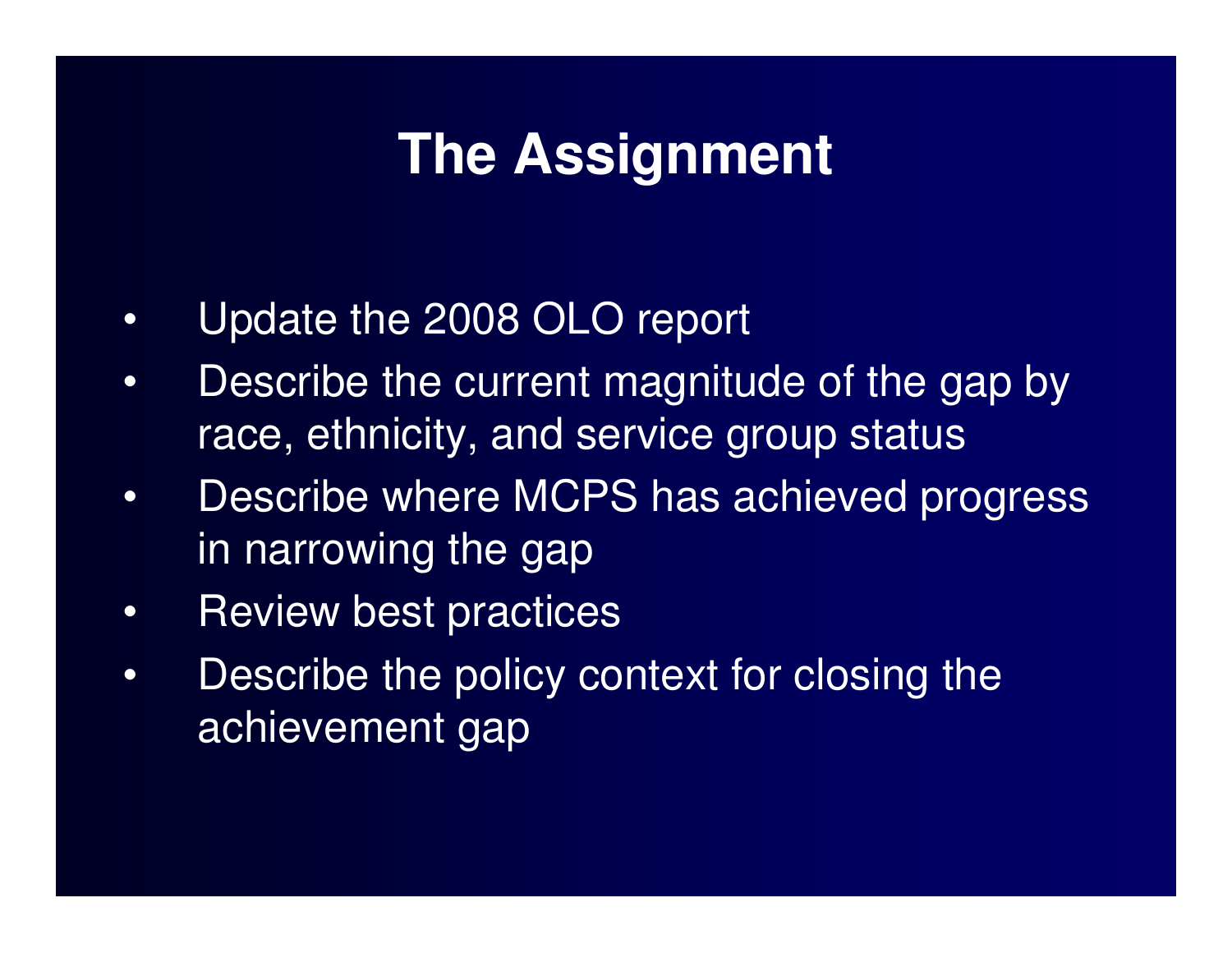# The Assignment

- Update the 2008 OLO report
- Describe the current magnitude of the gap by race, ethnicity, and service group status
- Describe where MCPS has achieved progress in narrowing the gap
- Review best practices
- Describe the policy context for closing the achievement gap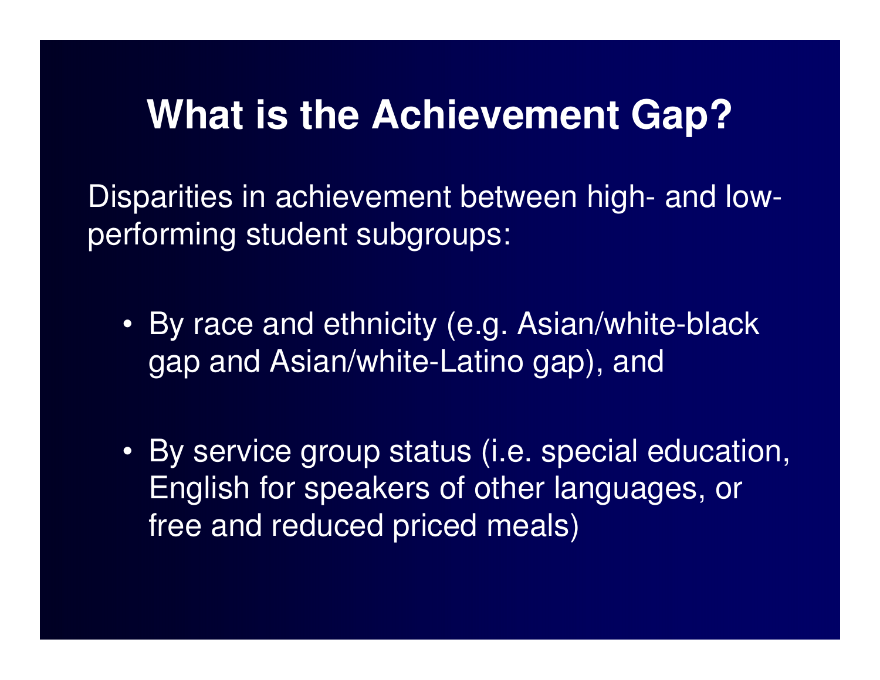# What is the Achievement Gap?

Disparities in achievement between high- and low-performing student subgroups:

- By race and ethnicity (e.g. Asian/white-black gap and Asian/white-Latino gap), and
- By service group status (i.e. special education, English for speakers of other languages, or free and reduced priced meals)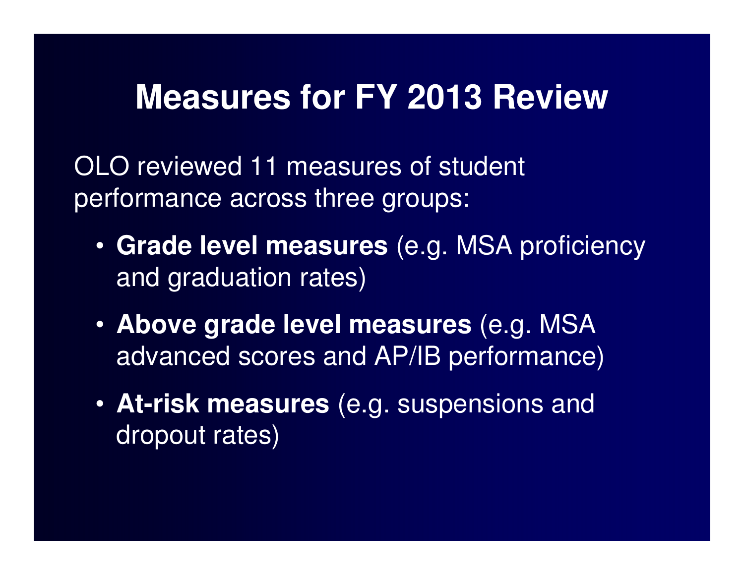# Measures for FY 2013 Review

OLO reviewed 11 measures of student performance across three groups:

- **Grade level measures** (e.g. MSA proficiency and graduation rates)
- **Above grade level measures** (e.g. MSA advanced scores and AP/IB performance)
- **At-risk measures** (e.g. suspensions and dropout rates)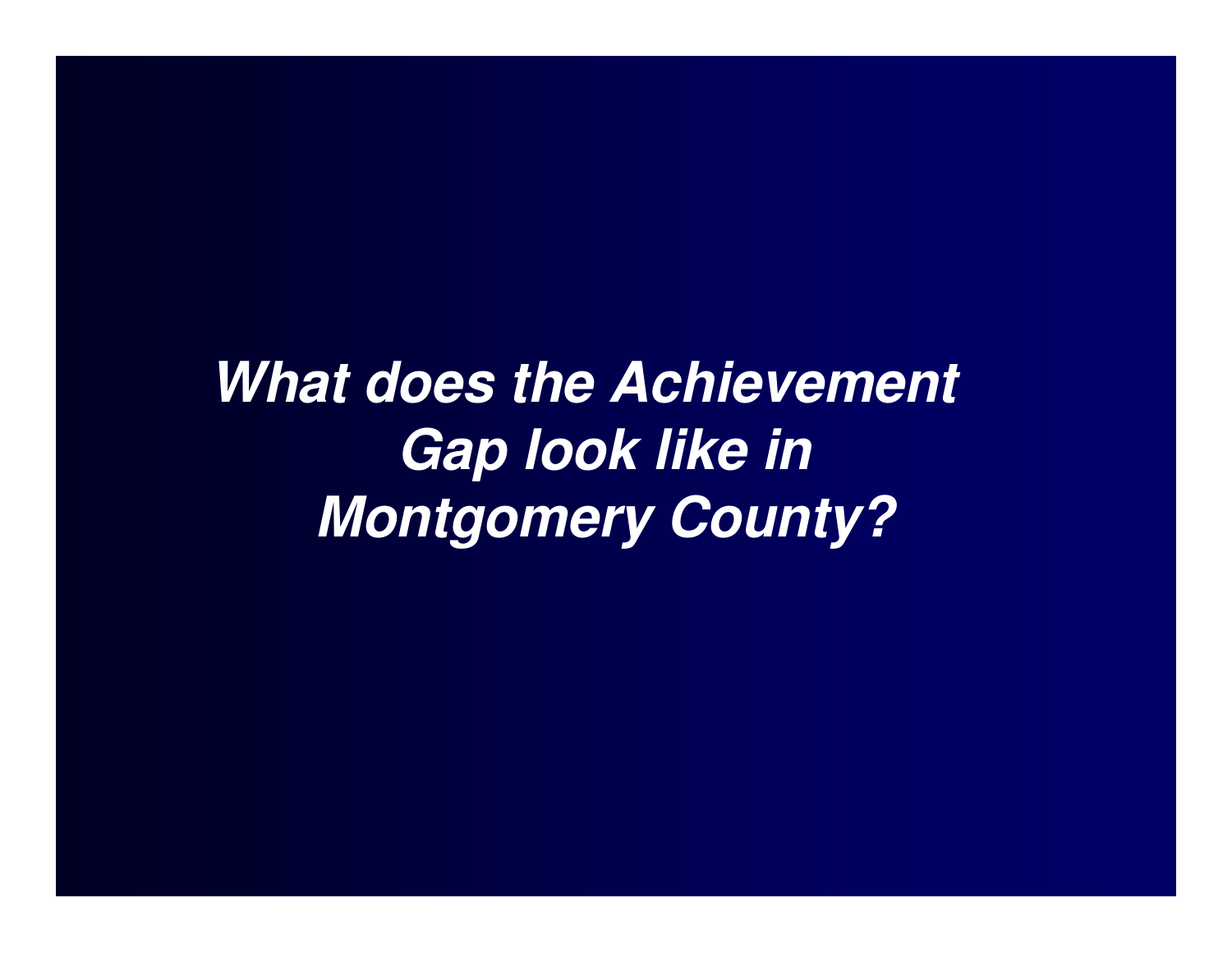# ***What does the Achievement Gap look like in Montgomery County?***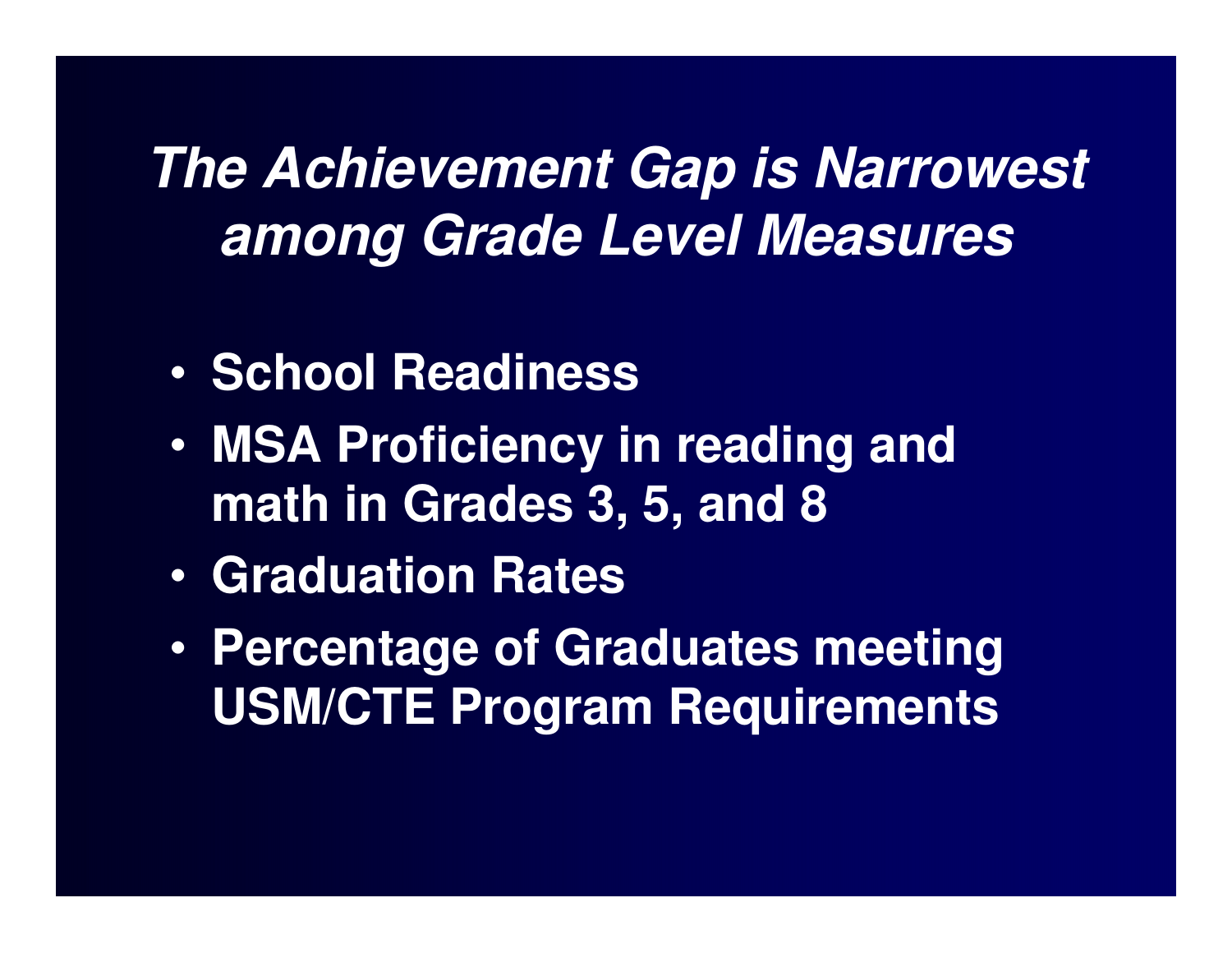# *The Achievement Gap is Narrowest among Grade Level Measures*

- **School Readiness**
- **MSA Proficiency in reading and math in Grades 3, 5, and 8**
- **Graduation Rates**
- **Percentage of Graduates meeting USM/CTE Program Requirements**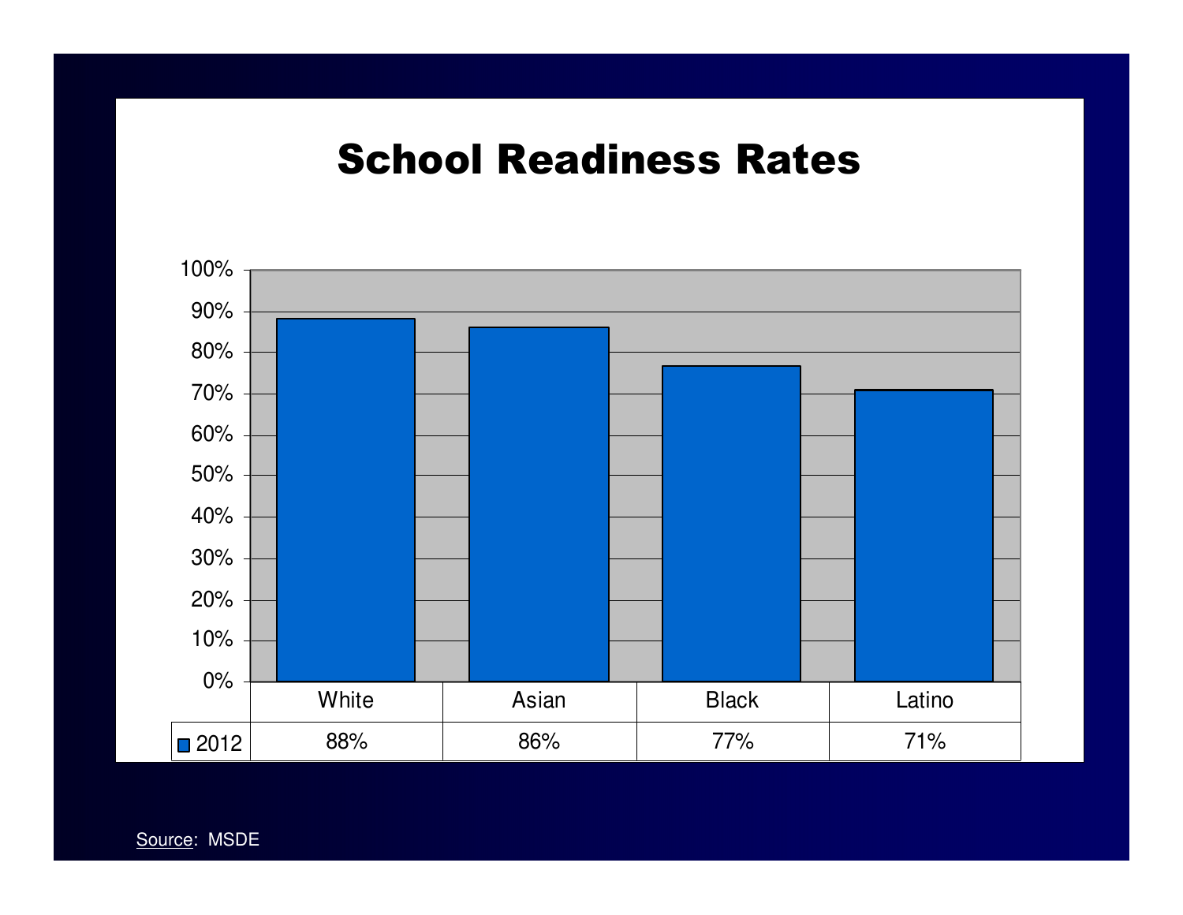# School Readiness Rates

| | White | Asian | Black | Latino |
|---|---|---|---|---|
| 2012 | 88% | 86% | 77% | 71% |

Source: MSDE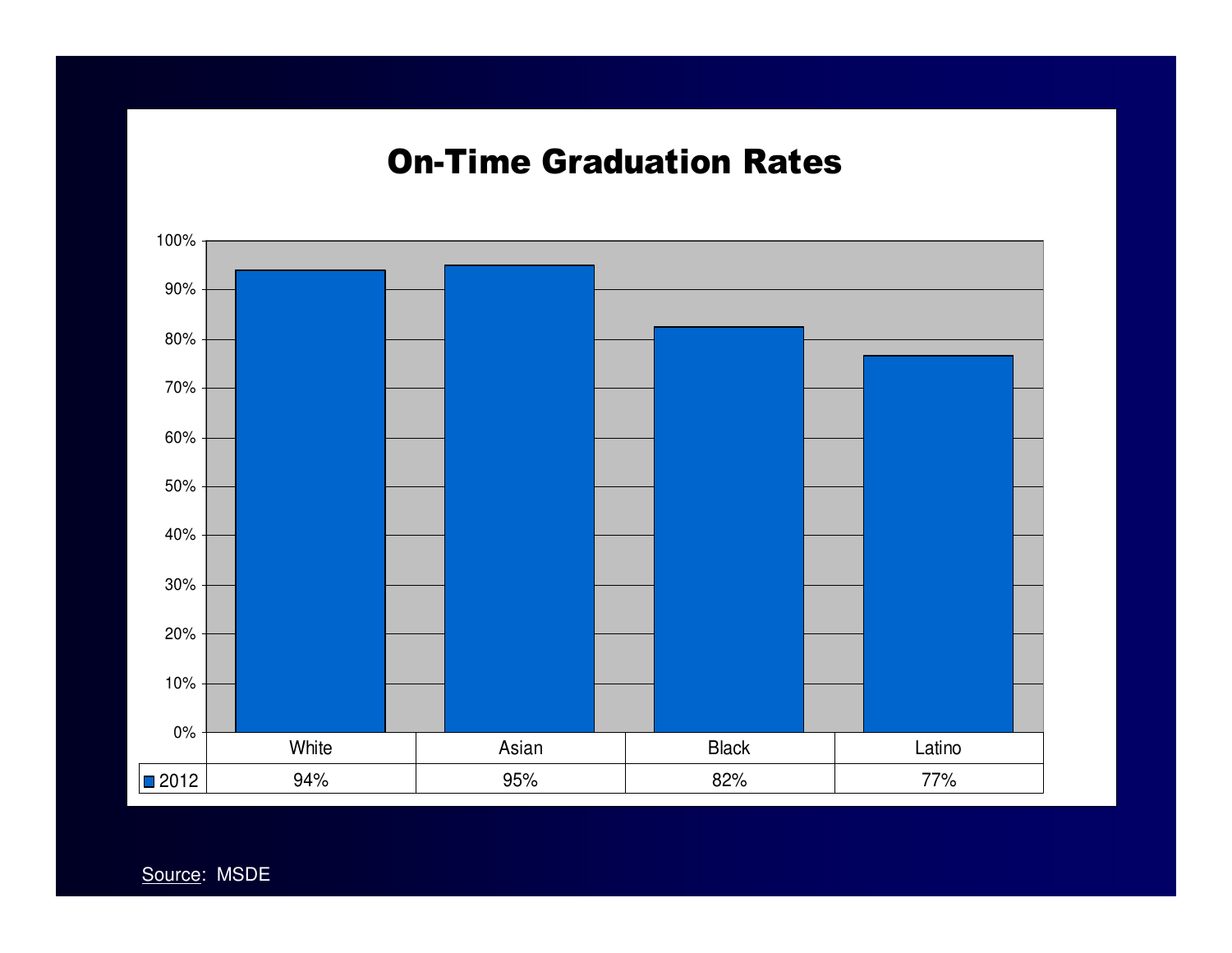## On-Time Graduation Rates

| | White | Asian | Black | Latino |
|---|---|---|---|---|
| 2012 | 94% | 95% | 82% | 77% |

Source: MSDE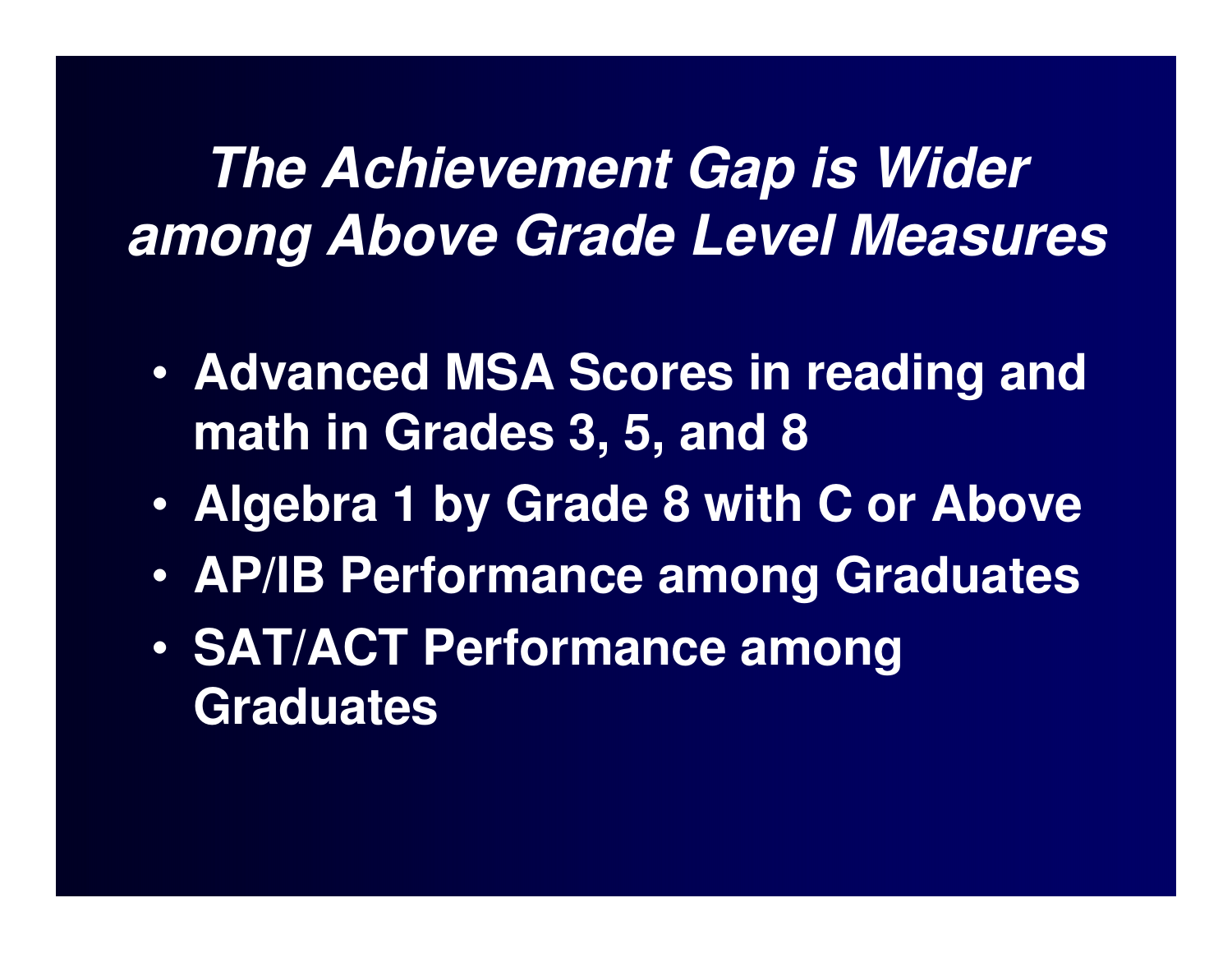# *The Achievement Gap is Wider among Above Grade Level Measures*

- **Advanced MSA Scores in reading and math in Grades 3, 5, and 8**
- **Algebra 1 by Grade 8 with C or Above**
- **AP/IB Performance among Graduates**
- **SAT/ACT Performance among Graduates**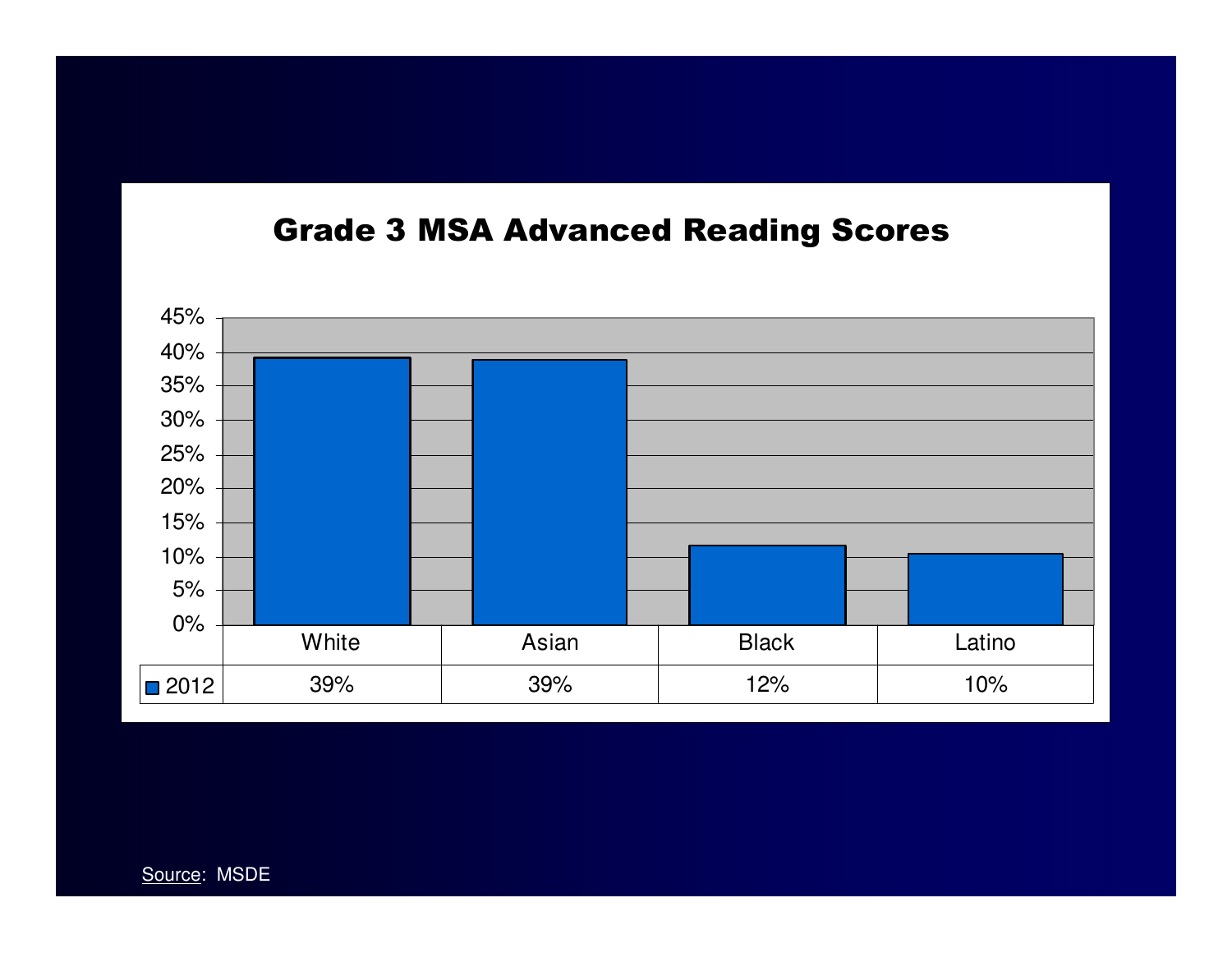## Grade 3 MSA Advanced Reading Scores

| | White | Asian | Black | Latino |
|---|---|---|---|---|
| 2012 | 39% | 39% | 12% | 10% |

Source: MSDE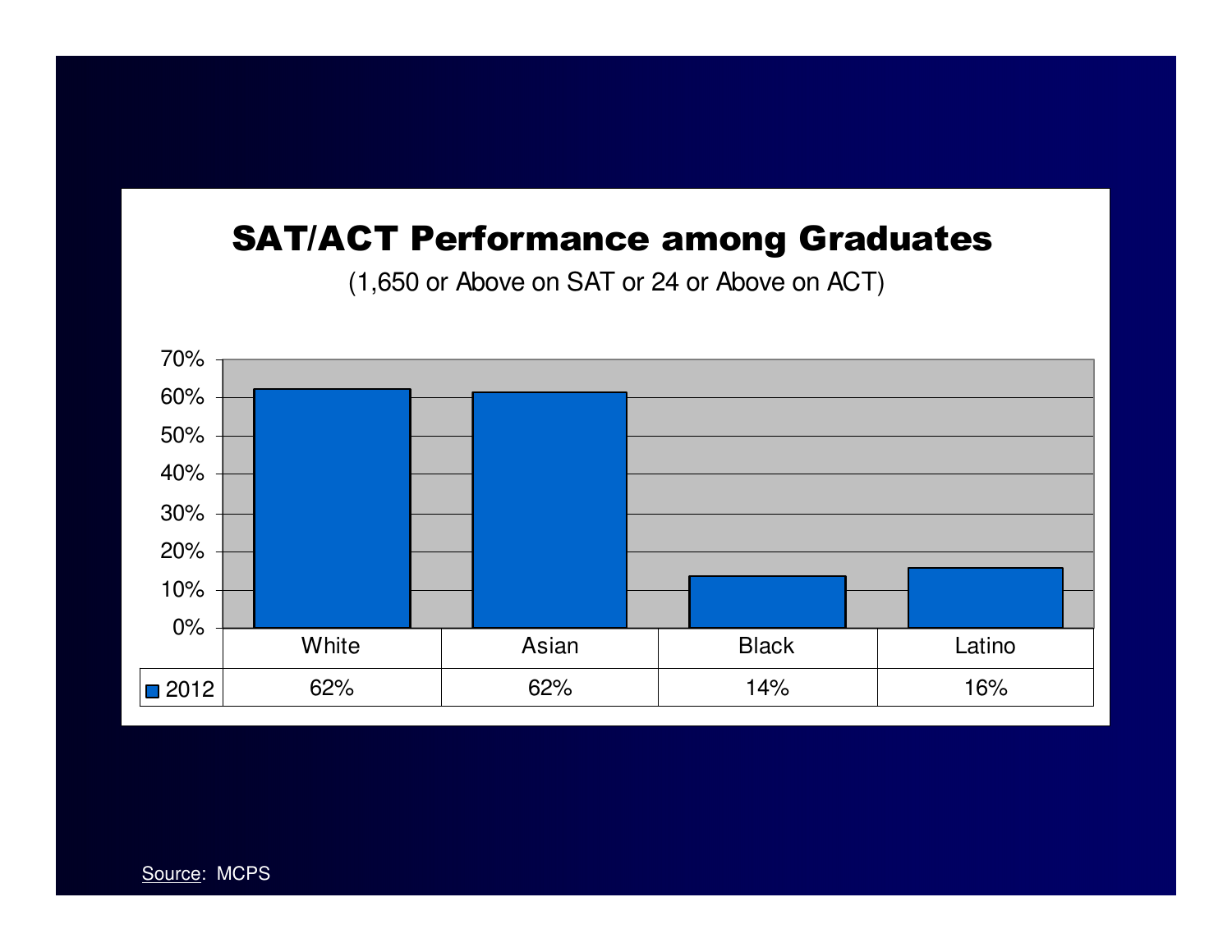## SAT/ACT Performance among Graduates

(1,650 or Above on SAT or 24 or Above on ACT)

| | White | Asian | Black | Latino |
|---|---|---|---|---|
| 2012 | 62% | 62% | 14% | 16% |

Source: MCPS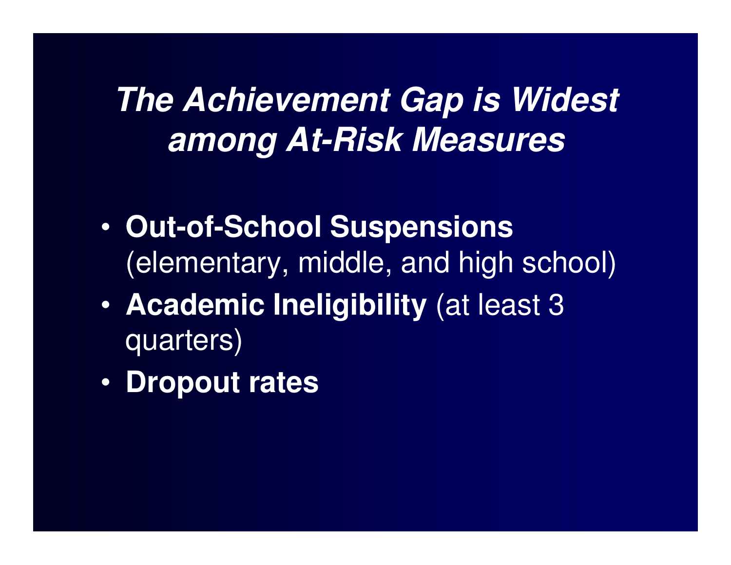# ***The Achievement Gap is Widest among At-Risk Measures***

- **Out-of-School Suspensions** (elementary, middle, and high school)
- **Academic Ineligibility** (at least 3 quarters)
- **Dropout rates**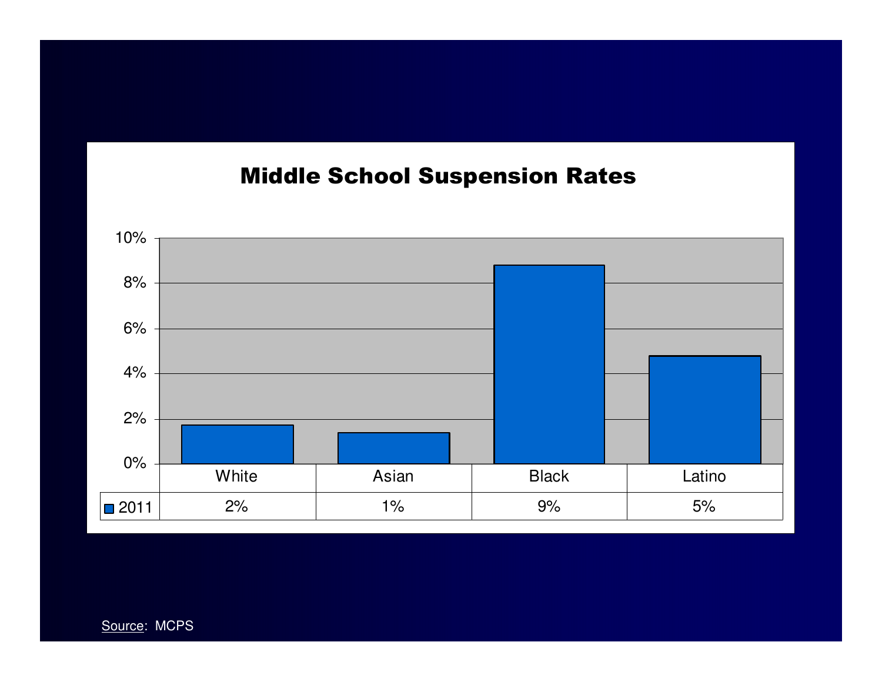## Middle School Suspension Rates

| | White | Asian | Black | Latino |
|---|---|---|---|---|
| 2011 | 2% | 1% | 9% | 5% |

Source: MCPS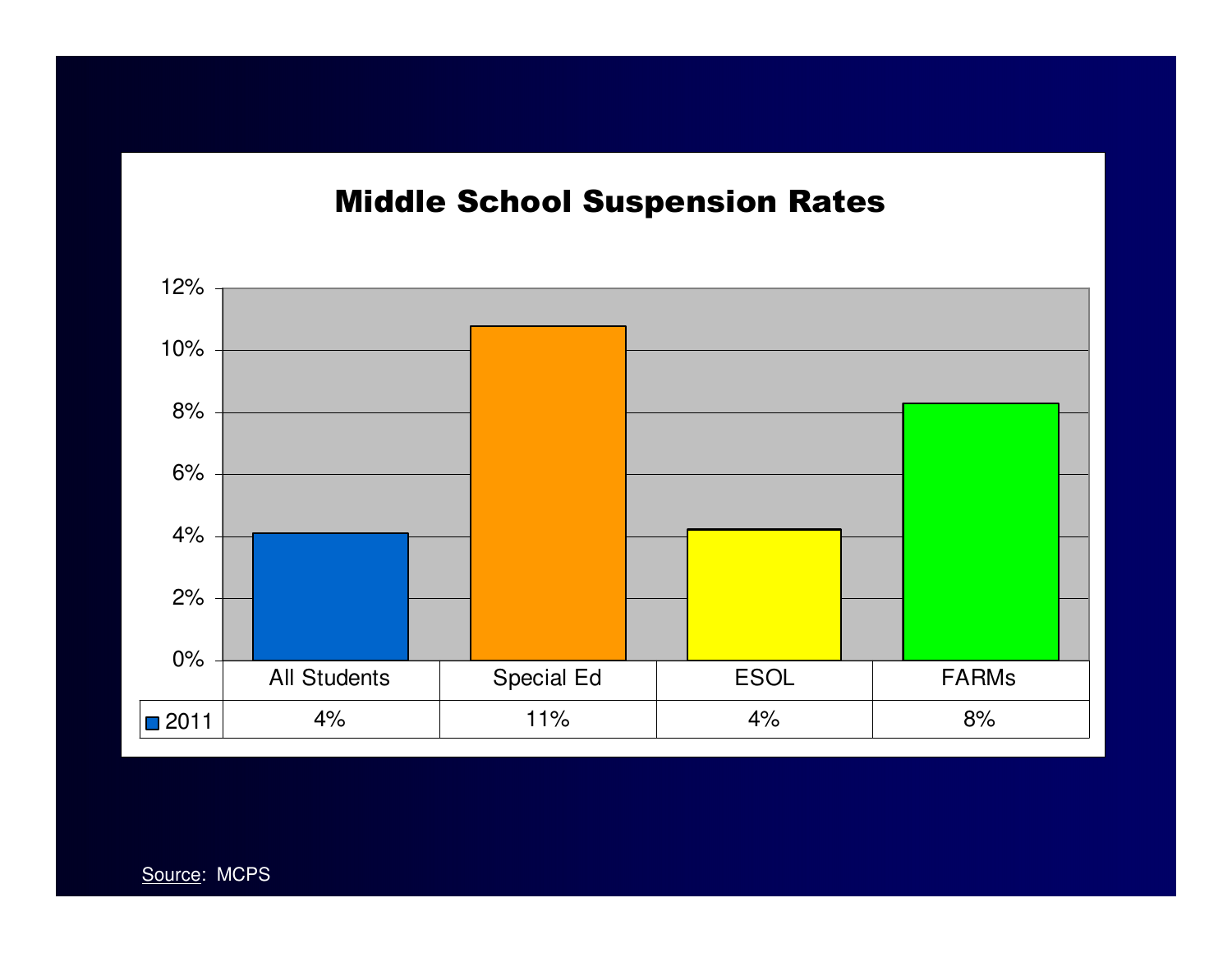# Middle School Suspension Rates

| | All Students | Special Ed | ESOL | FARMs |
|---|---|---|---|---|
| 2011 | 4% | 11% | 4% | 8% |

Source: MCPS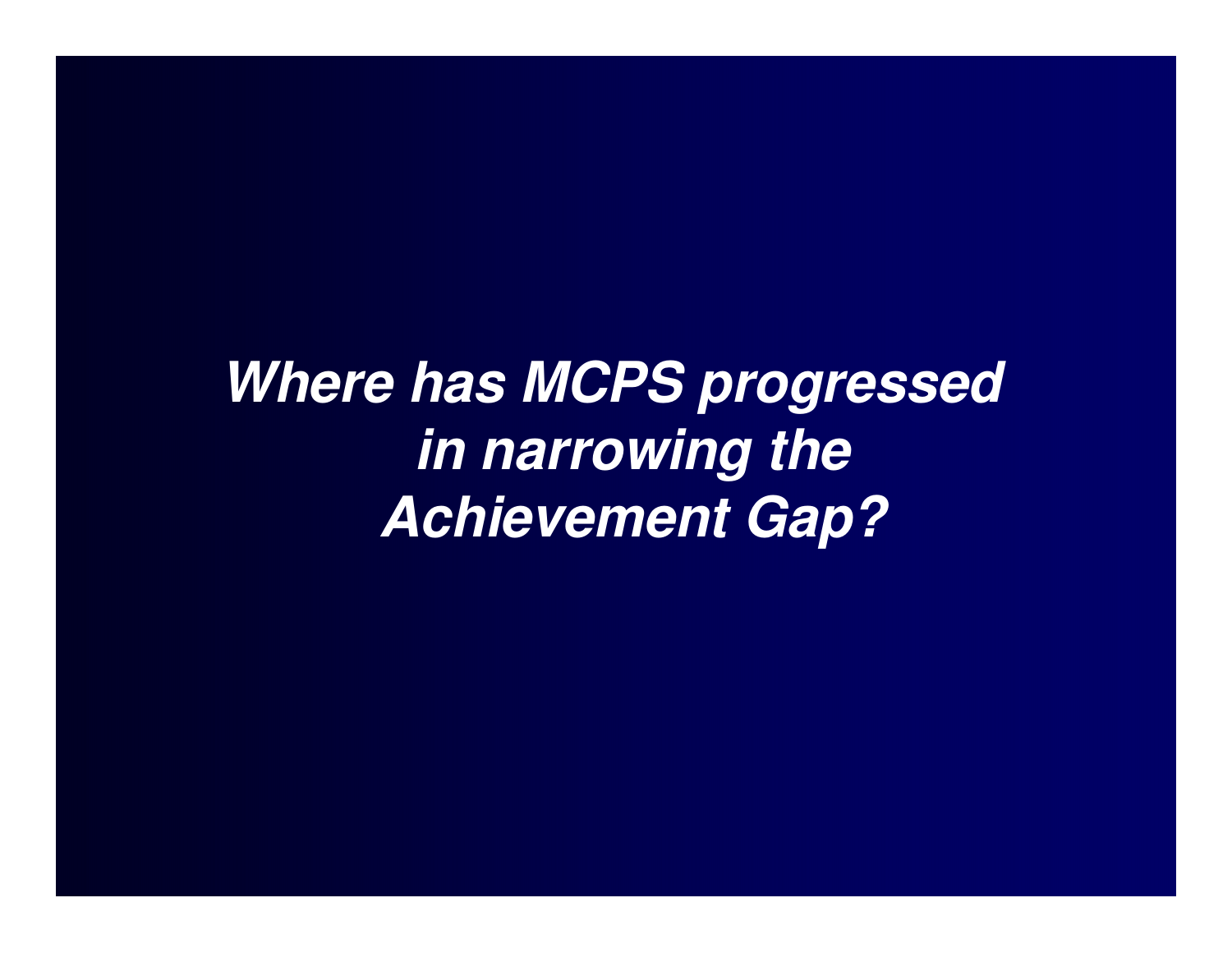# ***Where has MCPS progressed in narrowing the Achievement Gap?***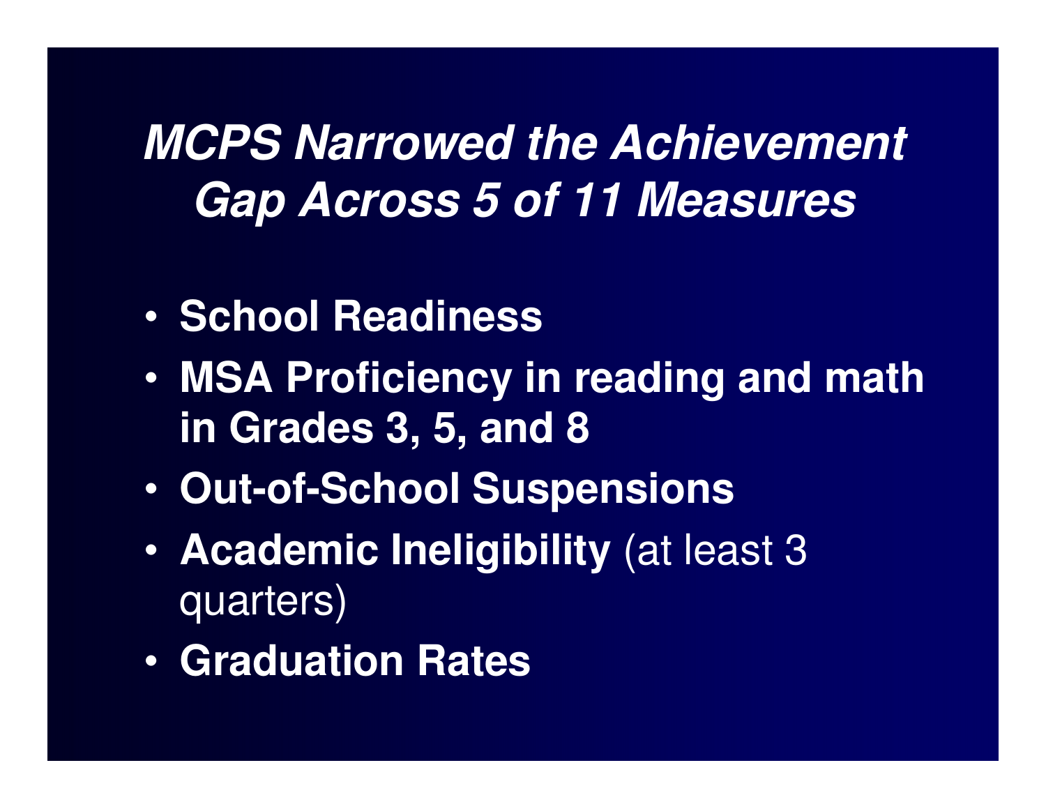# ***MCPS Narrowed the Achievement Gap Across 5 of 11 Measures***

- **School Readiness**
- **MSA Proficiency in reading and math in Grades 3, 5, and 8**
- **Out-of-School Suspensions**
- **Academic Ineligibility** (at least 3 quarters)
- **Graduation Rates**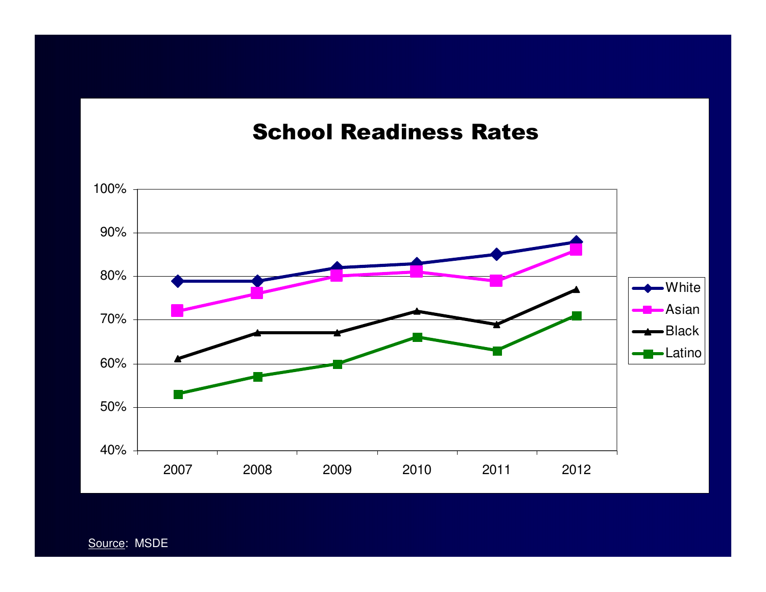# School Readiness Rates

| | 2007 | 2008 | 2009 | 2010 | 2011 | 2012 |
|---|---|---|---|---|---|---|
| White | 79% | 79% | 82% | 83% | 85% | 88% |
| Asian | 72% | 76% | 80% | 81% | 79% | 86% |
| Black | 61% | 67% | 67% | 72% | 69% | 77% |
| Latino | 53% | 57% | 60% | 66% | 63% | 71% |

Source: MSDE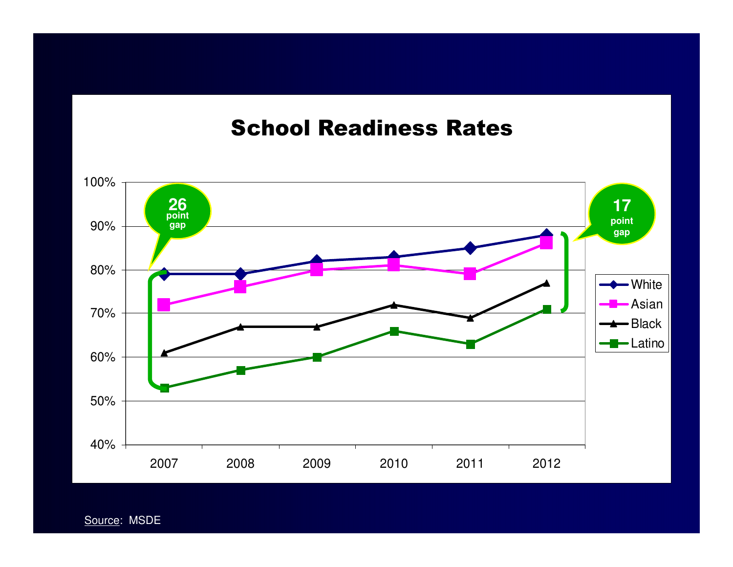# School Readiness Rates

| Year | White | Asian | Black | Latino |
|---|---|---|---|---|
| 2007 | 79% | 72% | 61% | 53% |
| 2008 | 79% | 76% | 67% | 57% |
| 2009 | 82% | 80% | 67% | 60% |
| 2010 | 83% | 81% | 72% | 66% |
| 2011 | 85% | 79% | 69% | 63% |
| 2012 | 88% | 86% | 77% | 71% |

26 point gap (2007)

17 point gap (2012)

Source: MSDE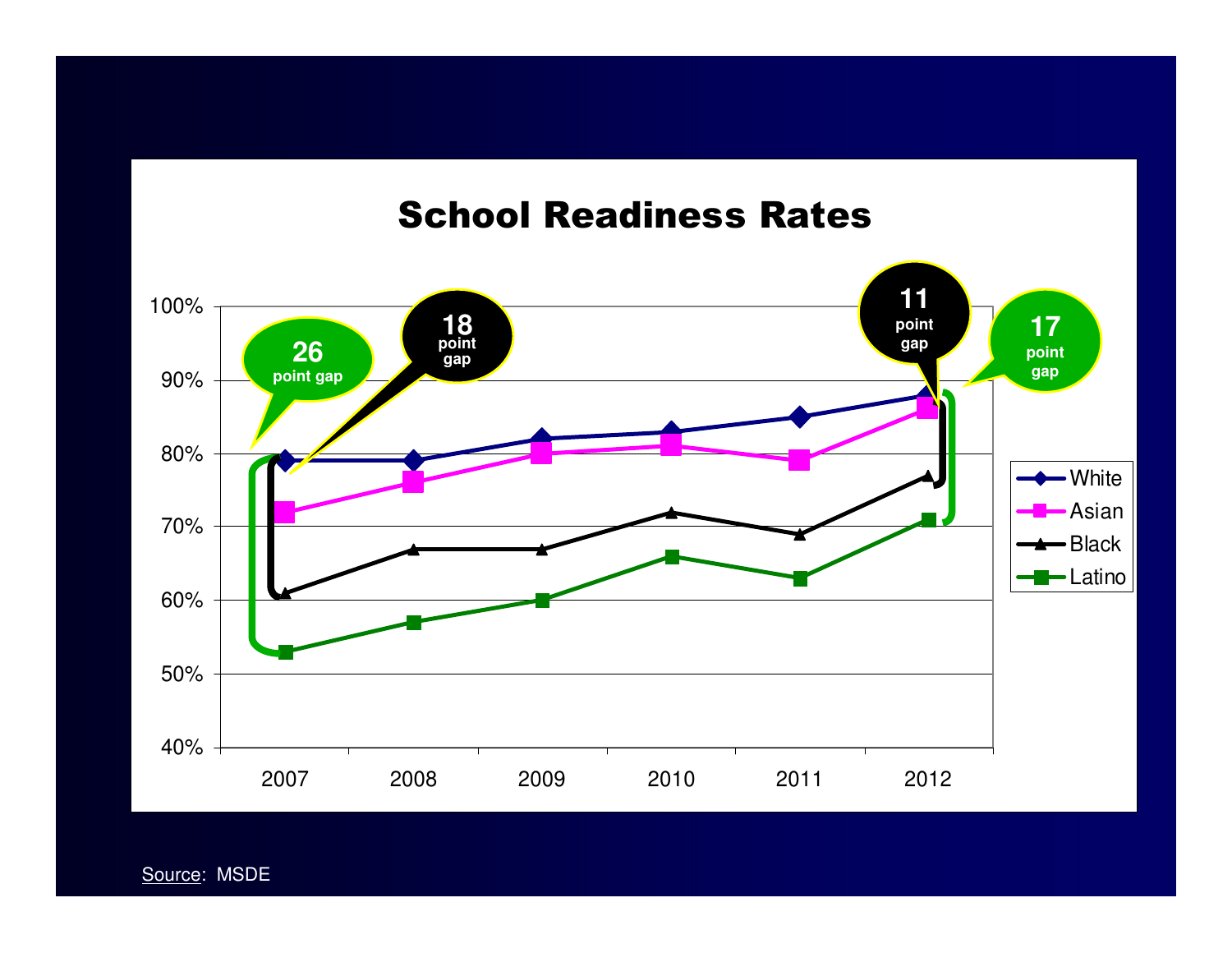# School Readiness Rates

| Year | White | Asian | Black | Latino |
| --- | --- | --- | --- | --- |
| 2007 | 79% | 72% | 61% | 53% |
| 2008 | 79% | 76% | 67% | 57% |
| 2009 | 82% | 80% | 67% | 60% |
| 2010 | 83% | 81% | 72% | 66% |
| 2011 | 85% | 79% | 69% | 63% |
| 2012 | 88% | 86% | 77% | 71% |

2007: 26 point gap (White–Latino); 18 point gap (White–Black)

2012: 11 point gap (White–Black); 17 point gap (White–Latino)

Source: MSDE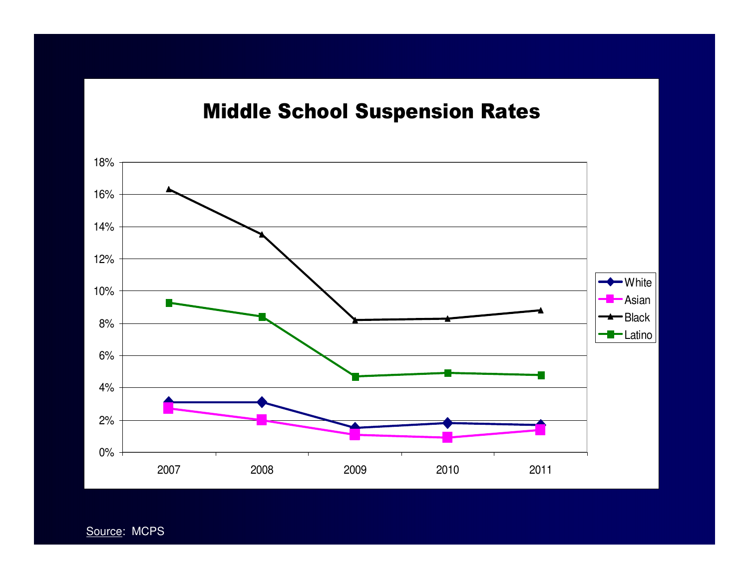## Middle School Suspension Rates

Source: MCPS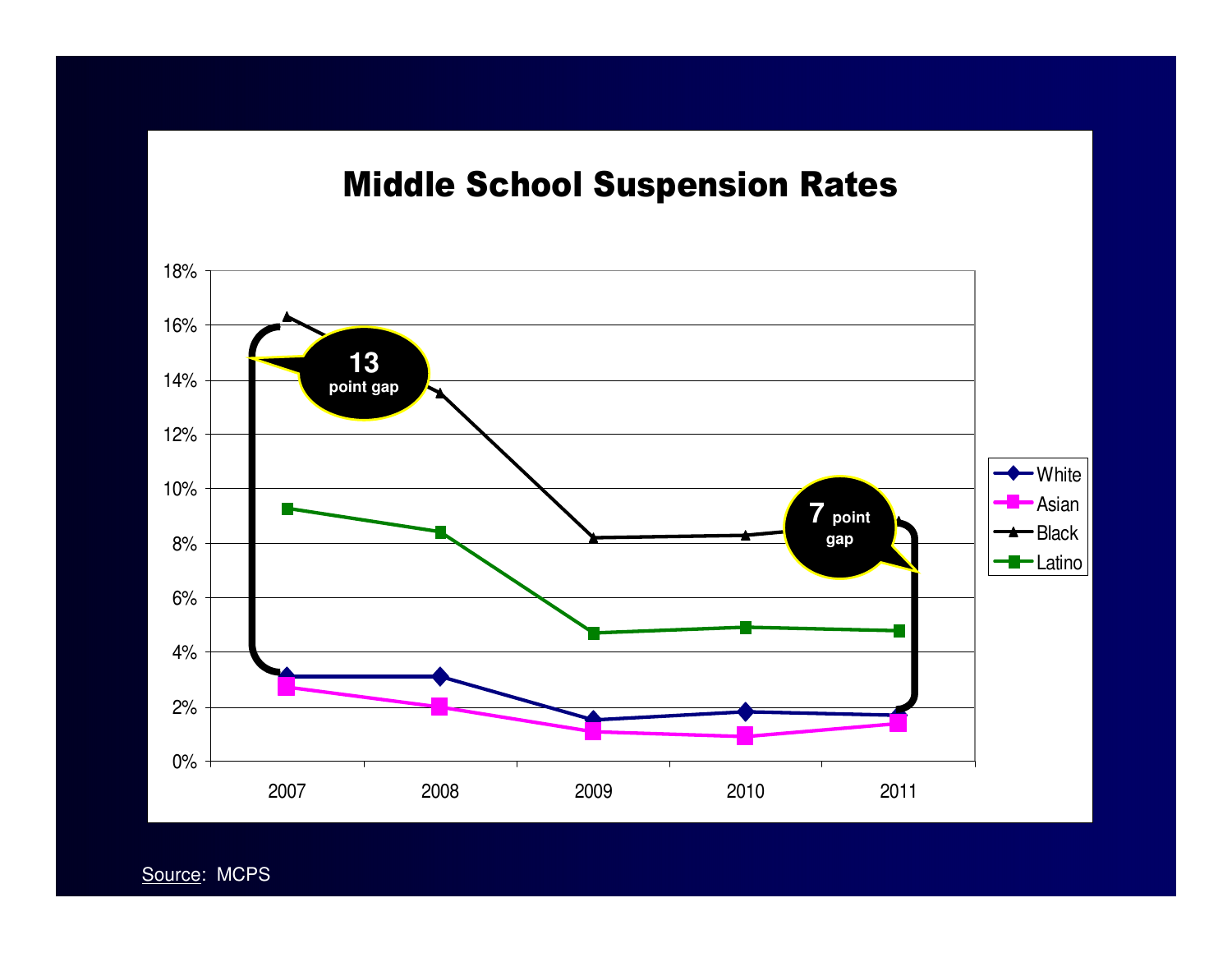# Middle School Suspension Rates

| | 2007 | 2008 | 2009 | 2010 | 2011 |
|---|---|---|---|---|---|
| White | ~3.1% | ~3.1% | ~1.5% | ~1.8% | ~1.7% |
| Asian | ~2.7% | ~2.0% | ~1.1% | ~0.9% | ~1.4% |
| Black | ~16.3% | ~13.5% | ~8.2% | ~8.3% | ~8.8% |
| Latino | ~9.3% | ~8.4% | ~4.7% | ~4.9% | ~4.8% |

13 point gap (2007)

7 point gap (2011)

Source: MCPS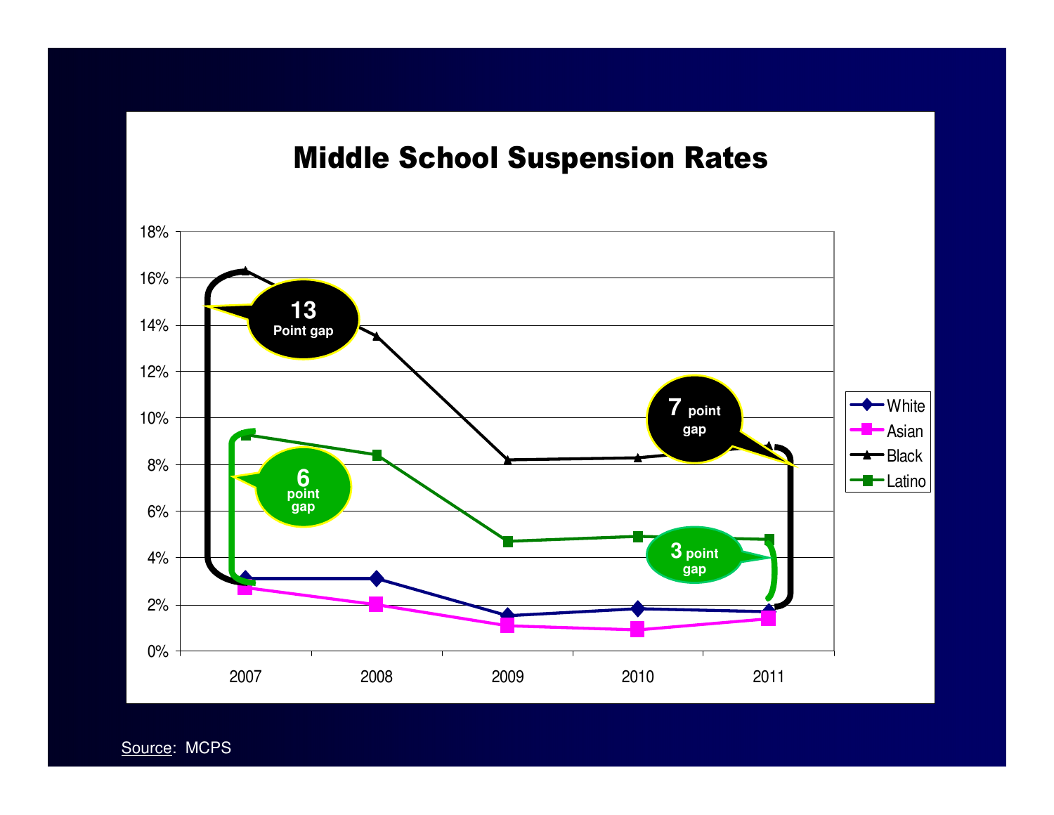# Middle School Suspension Rates

18%
16%
14%
12%
10%
8%
6%
4%
2%
0%

2007 2008 2009 2010 2011

**13** Point gap

**6** point gap

**7** point gap

**3** point gap

- White
- Asian
- Black
- Latino

Source: MCPS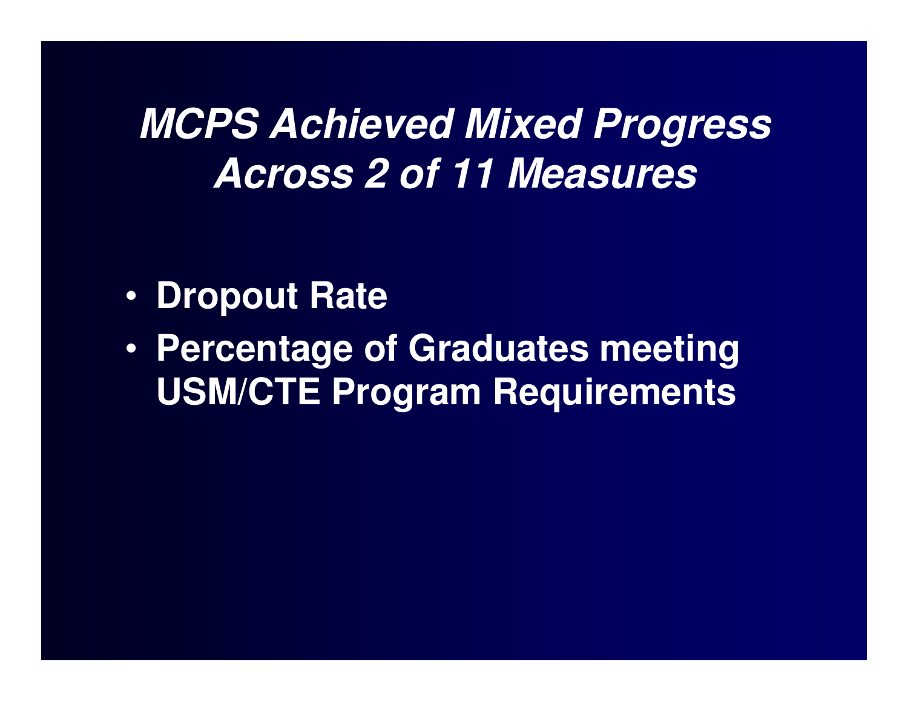# *MCPS Achieved Mixed Progress Across 2 of 11 Measures*

- **Dropout Rate**
- **Percentage of Graduates meeting USM/CTE Program Requirements**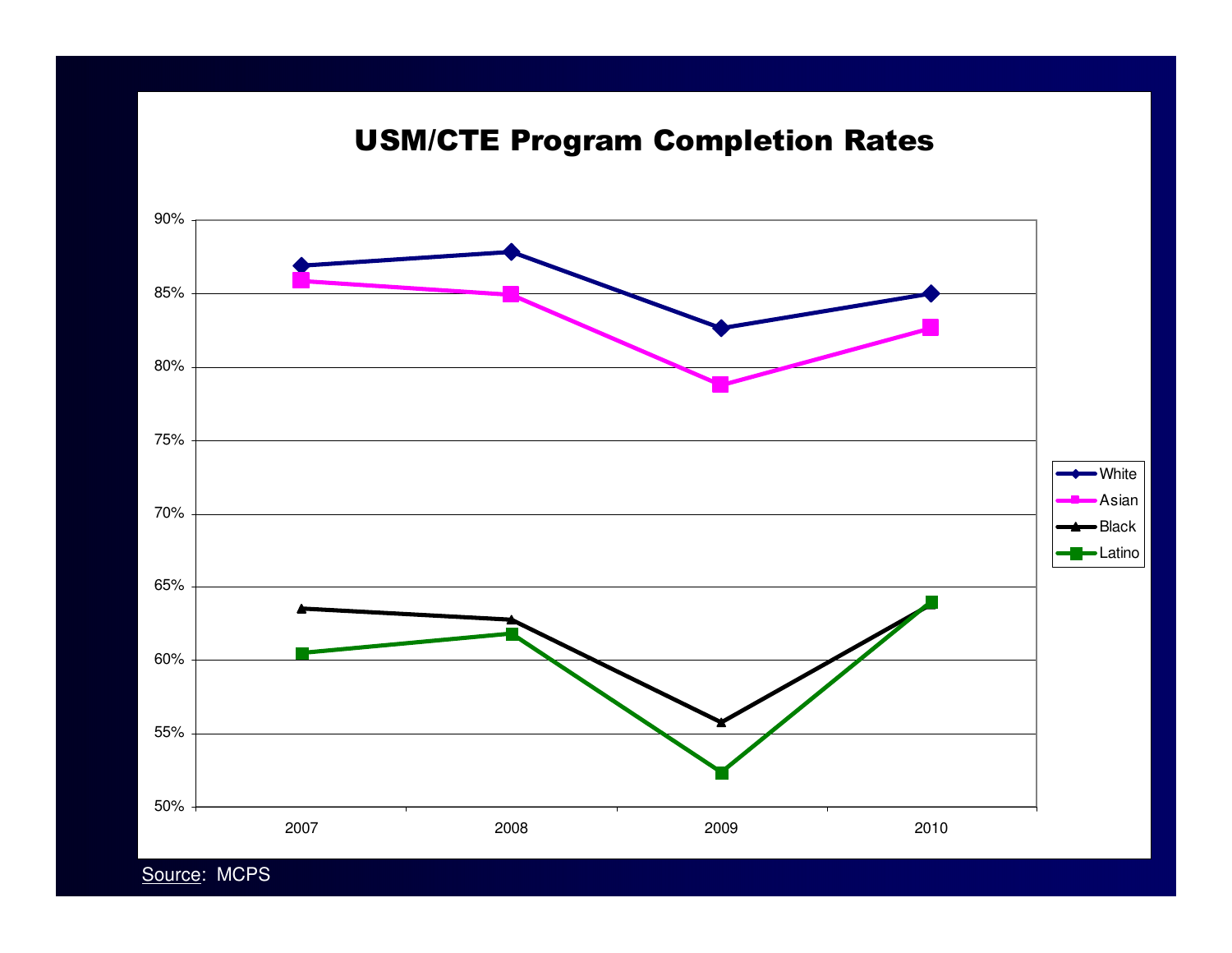# USM/CTE Program Completion Rates

| Year | White | Asian | Black | Latino |
|---|---|---|---|---|
| 2007 | 87% | 86% | 63.5% | 60.5% |
| 2008 | 88% | 85% | 63% | 62% |
| 2009 | 82.5% | 79% | 55.5% | 52.5% |
| 2010 | 85% | 82.5% | 64% | 64% |

Source: MCPS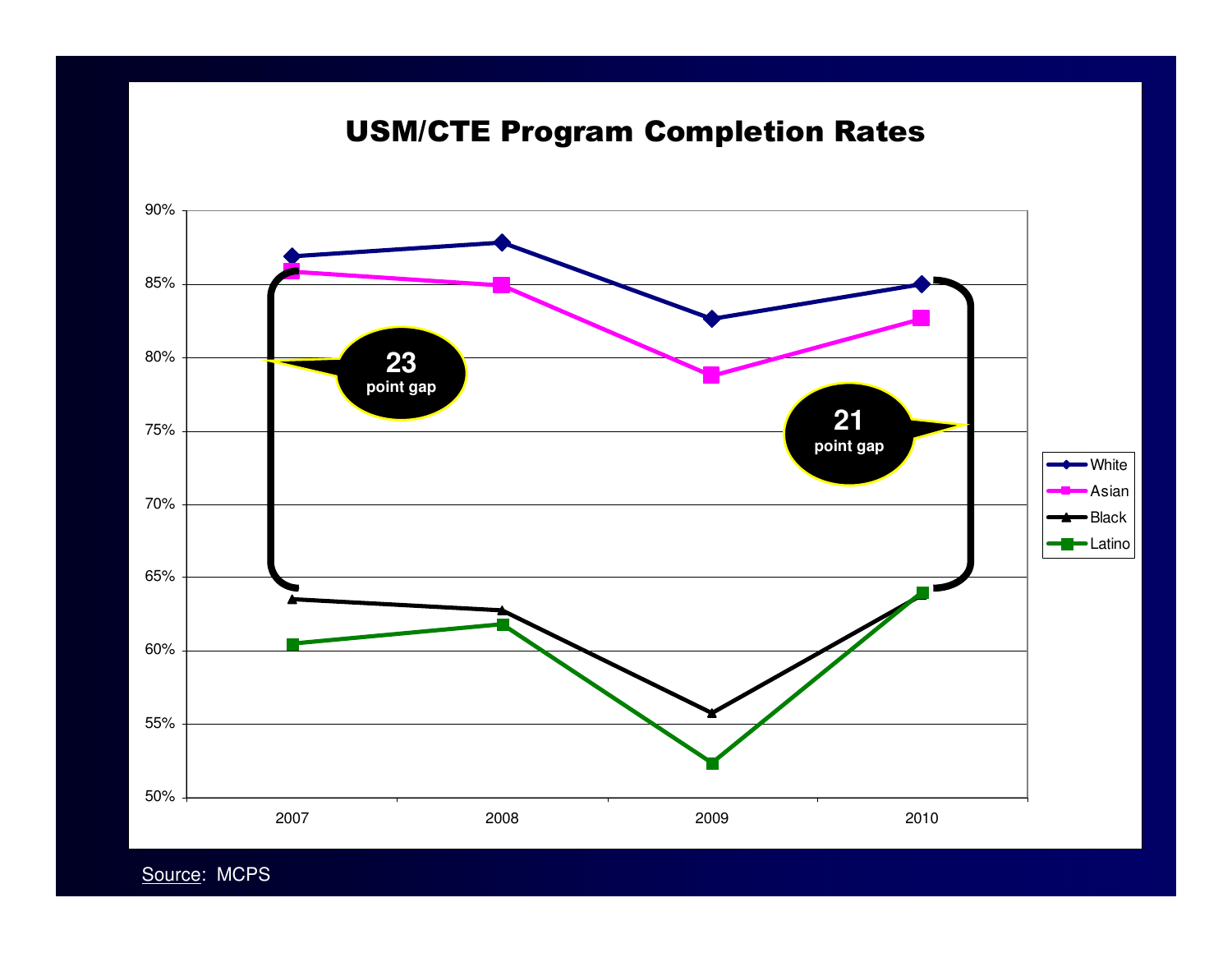# USM/CTE Program Completion Rates

90%
85%
80%
75%
70%
65%
60%
55%
50%

2007 2008 2009 2010

**23** point gap

**21** point gap

- White
- Asian
- Black
- Latino

Source: MCPS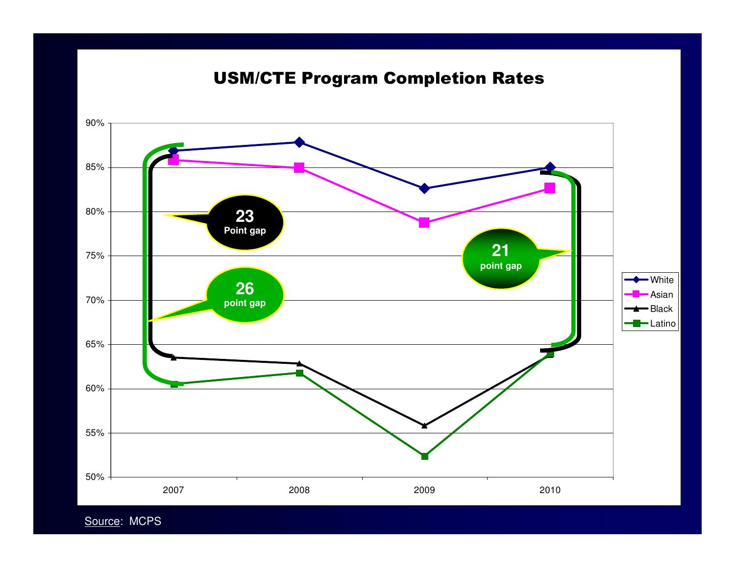# USM/CTE Program Completion Rates

| Year | White | Asian | Black | Latino |
|---|---|---|---|---|
| 2007 | ~87% | ~86% | ~63.5% | ~60.5% |
| 2008 | ~88% | ~85% | ~63% | ~62% |
| 2009 | ~82.5% | ~79% | ~56% | ~52.5% |
| 2010 | ~85% | ~82.5% | ~64% | ~64% |

23 Point gap

26 point gap

21 point gap

Source: MCPS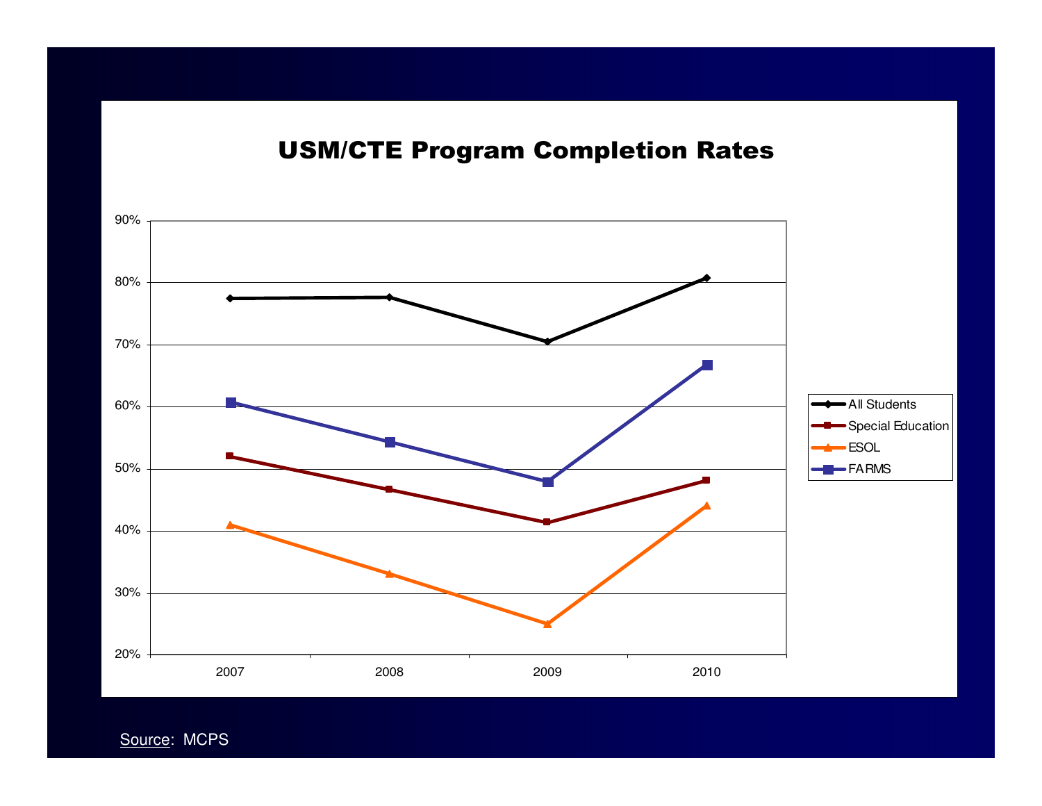# USM/CTE Program Completion Rates

| Year | All Students | Special Education | ESOL | FARMS |
|---|---|---|---|---|
| 2007 | ~77.5% | ~52% | ~41% | ~60.7% |
| 2008 | ~77.7% | ~46.7% | ~33% | ~54.3% |
| 2009 | ~70.5% | ~41.4% | ~25% | ~47.9% |
| 2010 | ~80.8% | ~48.2% | ~44.1% | ~66.8% |

Source: MCPS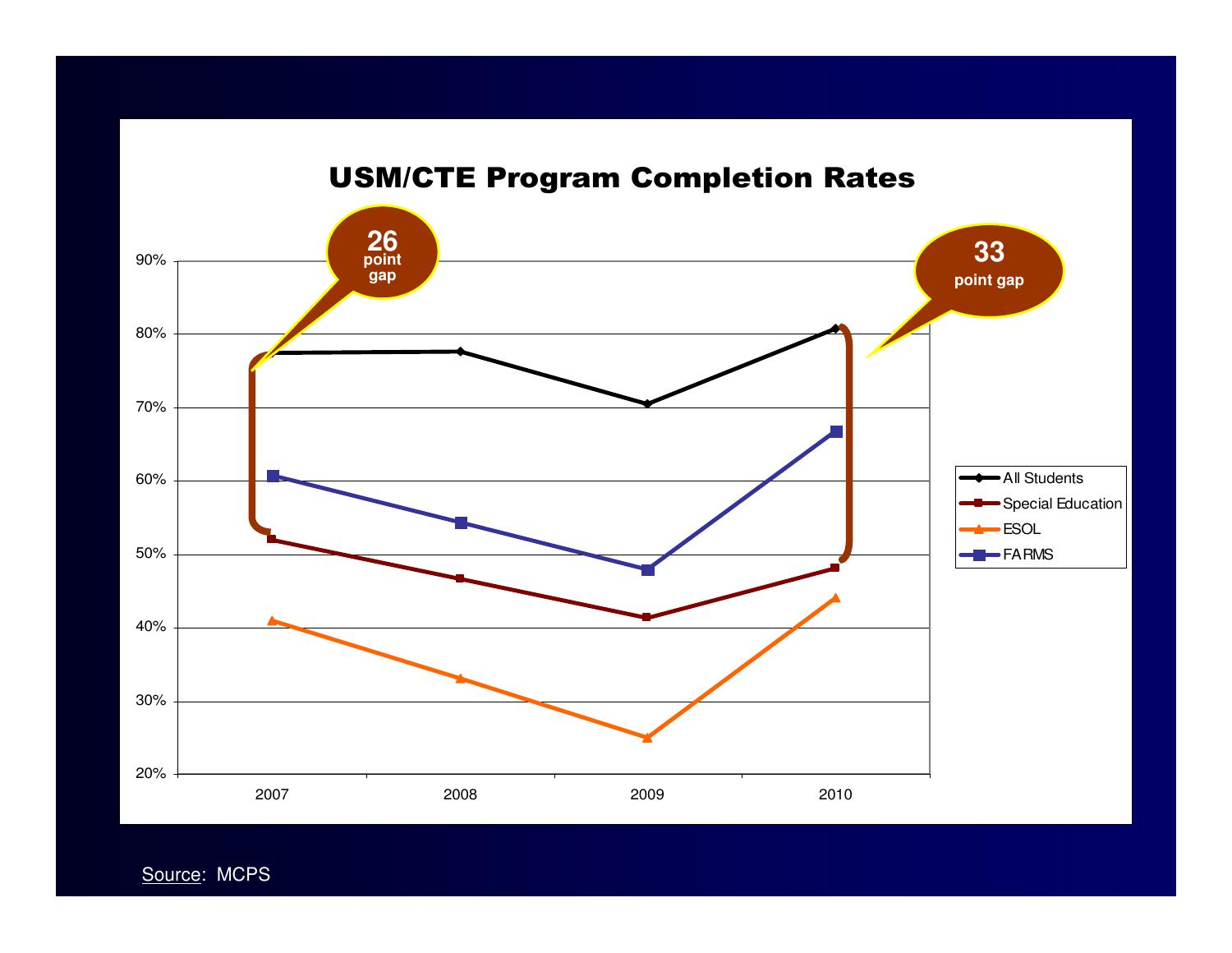# USM/CTE Program Completion Rates

26 point gap

33 point gap

Legend: All Students, Special Education, ESOL, FARMS

Y-axis: 20%, 30%, 40%, 50%, 60%, 70%, 80%, 90%

X-axis: 2007, 2008, 2009, 2010

Source: MCPS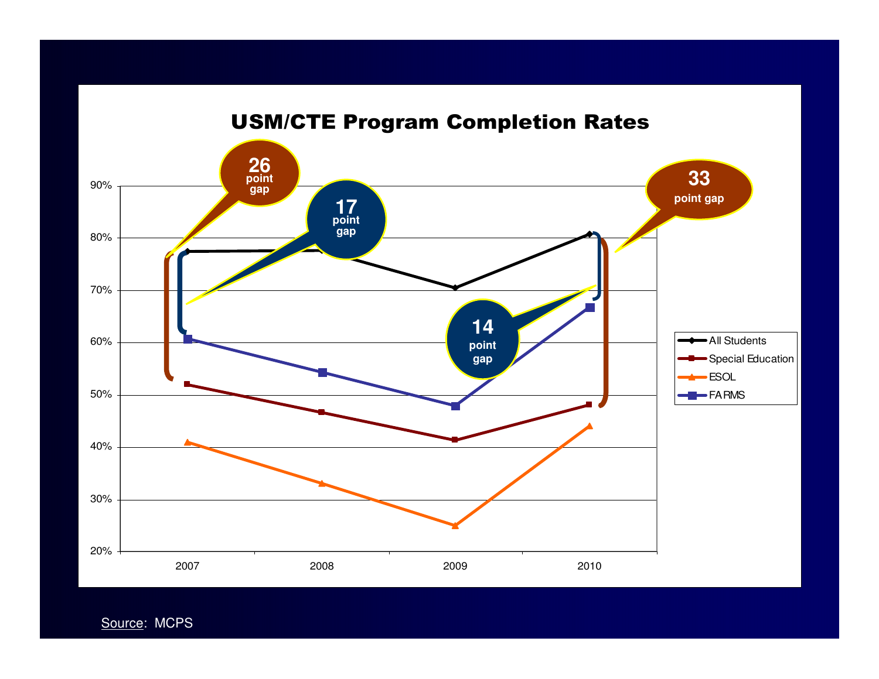## USM/CTE Program Completion Rates

Source: MCPS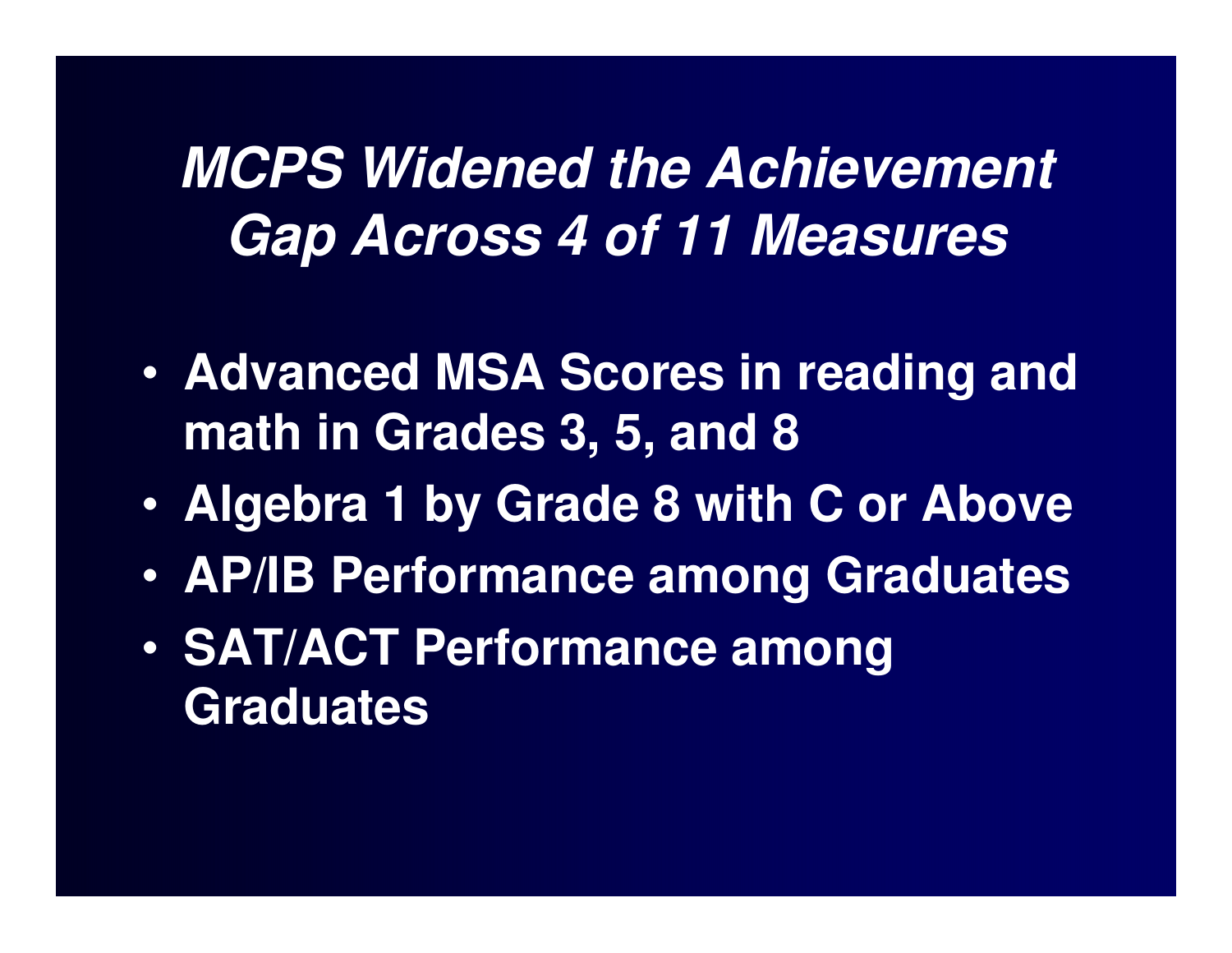# *MCPS Widened the Achievement Gap Across 4 of 11 Measures*

- **Advanced MSA Scores in reading and math in Grades 3, 5, and 8**
- **Algebra 1 by Grade 8 with C or Above**
- **AP/IB Performance among Graduates**
- **SAT/ACT Performance among Graduates**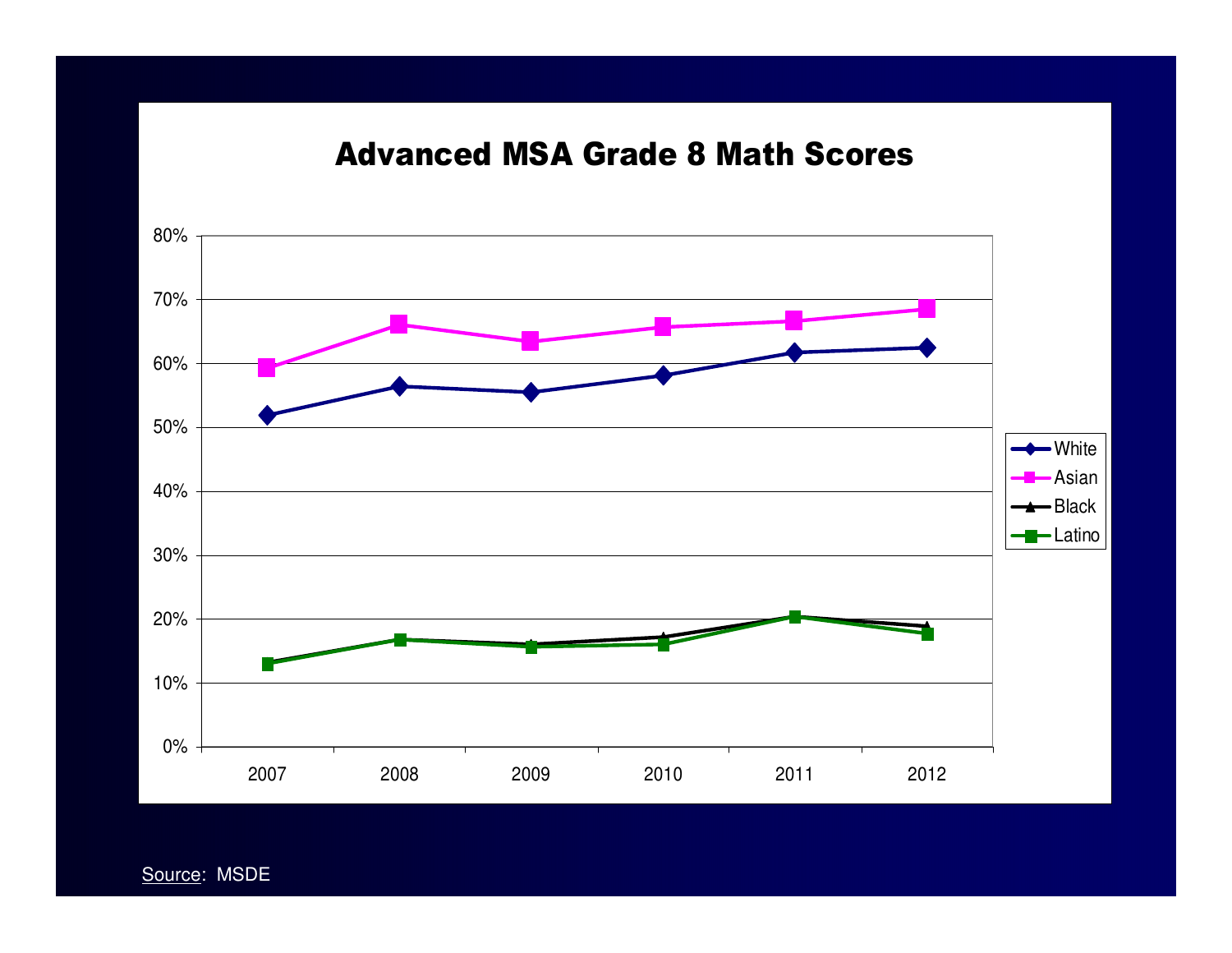# Advanced MSA Grade 8 Math Scores

Source: MSDE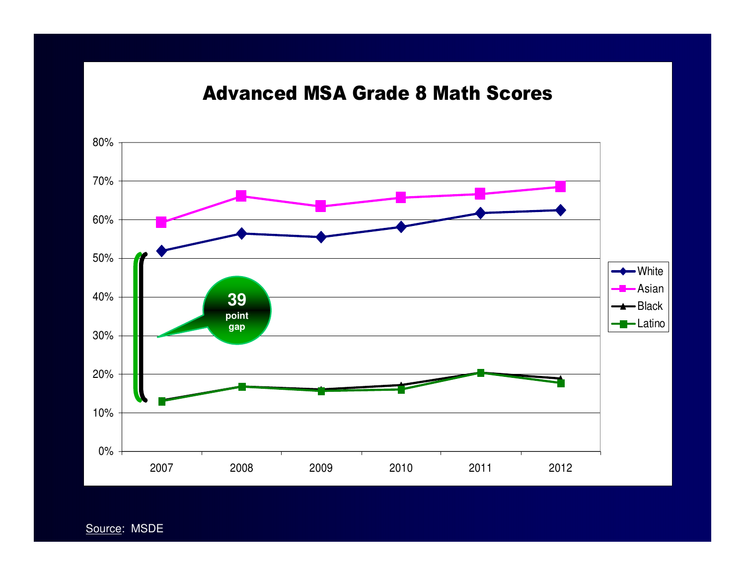# Advanced MSA Grade 8 Math Scores

80%
70%
60%
50%
40%
30%
20%
10%
0%

2007 2008 2009 2010 2011 2012

White
Asian
Black
Latino

**39** point gap

Source: MSDE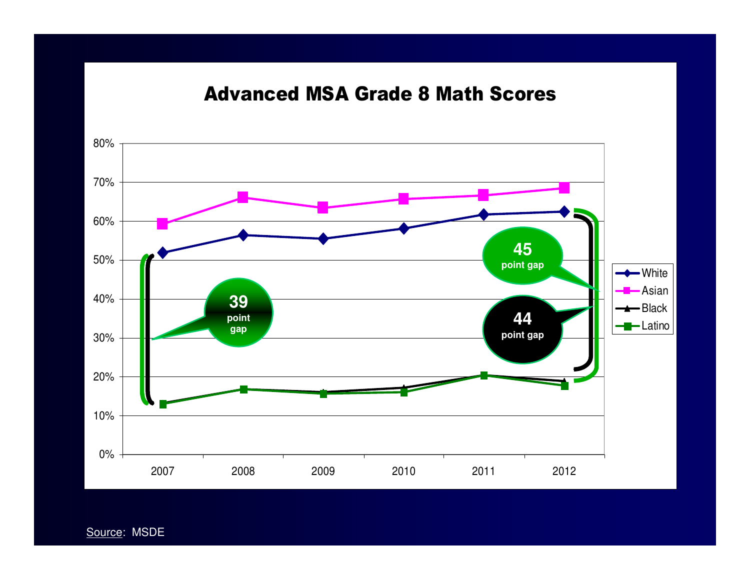# Advanced MSA Grade 8 Math Scores

80%
70%
60%
50%
40%
30%
20%
10%
0%

2007 2008 2009 2010 2011 2012

White
Asian
Black
Latino

39 point gap

45 point gap

44 point gap

Source: MSDE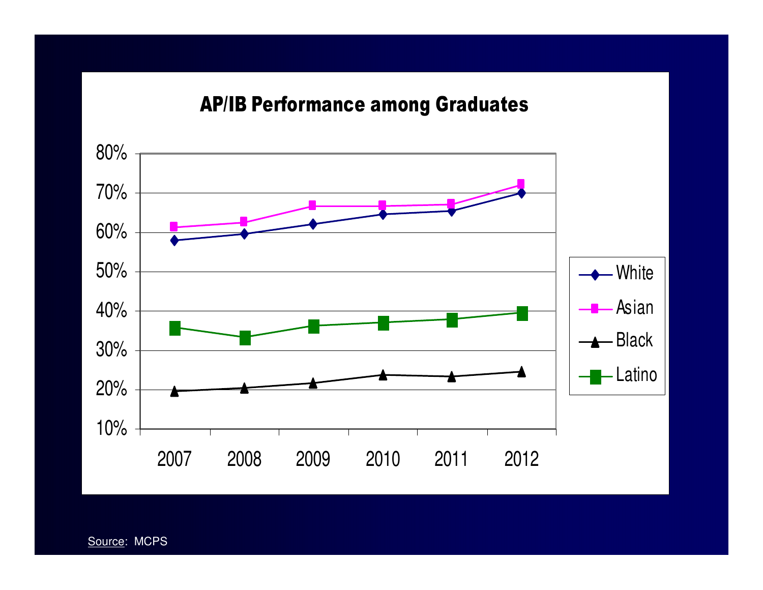## AP/IB Performance among Graduates

| | 2007 | 2008 | 2009 | 2010 | 2011 | 2012 |
|---|---|---|---|---|---|---|
| White | 58% | 59.6% | 62.2% | 64.6% | 65.4% | 70% |
| Asian | 61.4% | 62.6% | 66.7% | 66.7% | 67.1% | 72.2% |
| Black | 19.7% | 20.4% | 21.7% | 23.8% | 23.4% | 24.6% |
| Latino | 35.7% | 33.3% | 36.2% | 37.1% | 37.9% | 39.5% |

Source: MCPS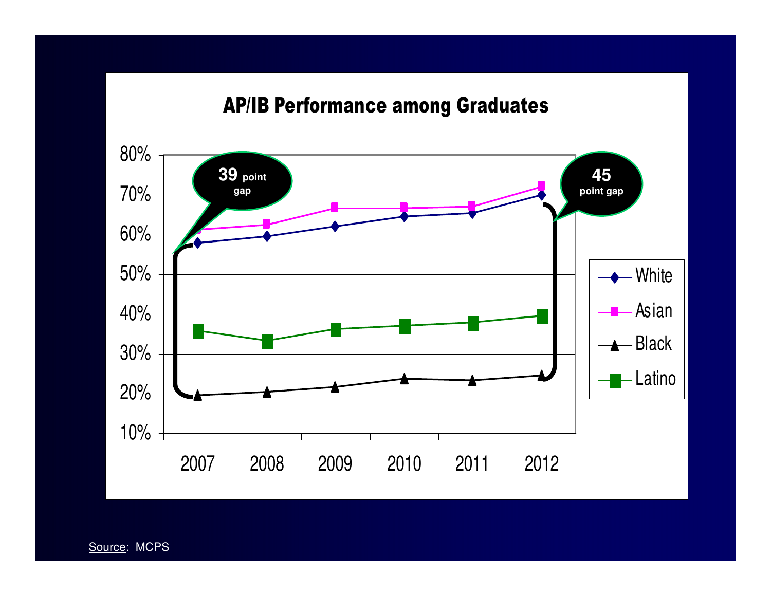## AP/IB Performance among Graduates

| Year | White | Asian | Black | Latino |
|---|---|---|---|---|
| 2007 | ~58% | ~61% | ~20% | ~36% |
| 2008 | ~60% | ~63% | ~21% | ~33% |
| 2009 | ~62% | ~67% | ~22% | ~36% |
| 2010 | ~65% | ~67% | ~24% | ~37% |
| 2011 | ~65% | ~67% | ~23% | ~38% |
| 2012 | ~70% | ~72% | ~25% | ~40% |

2007: **39** point gap

2012: **45** point gap

Source: MCPS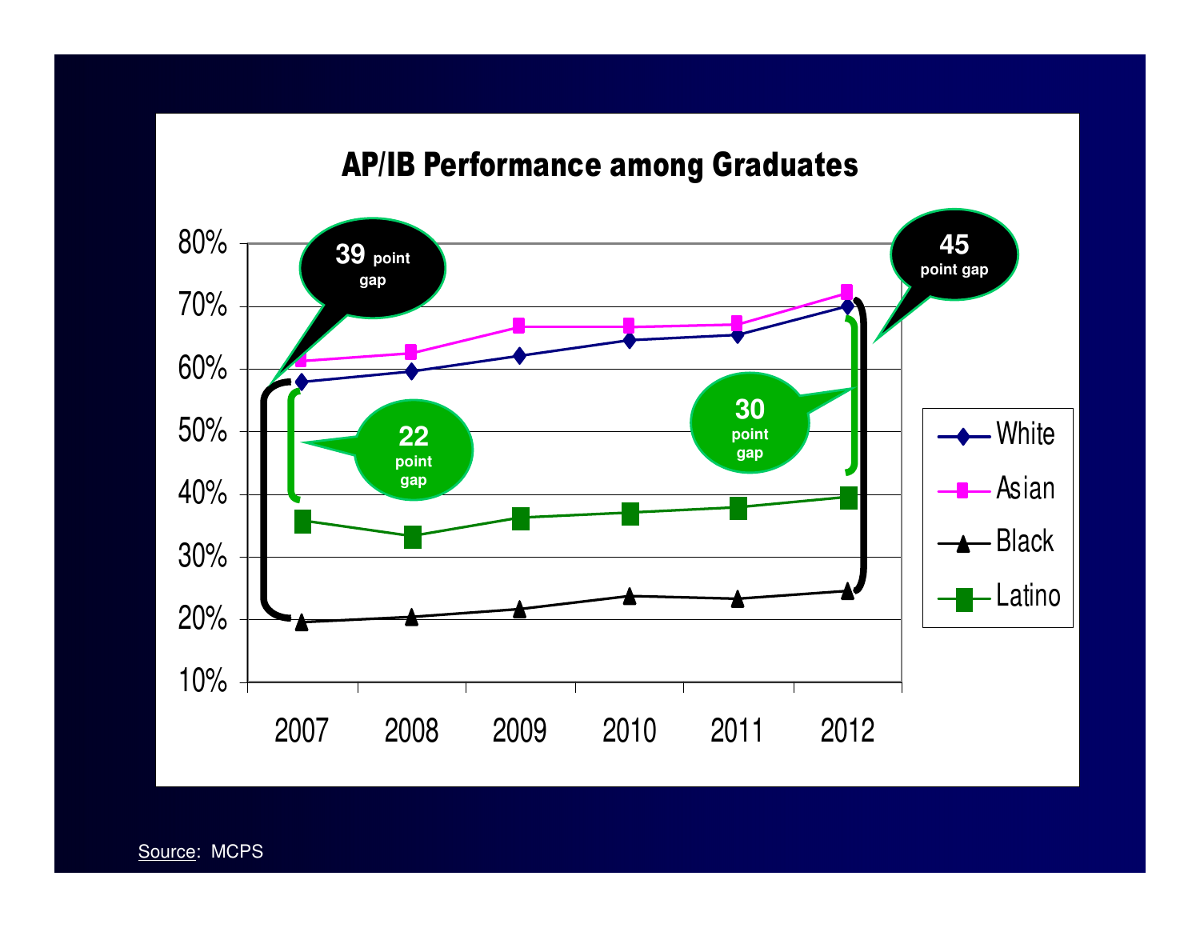## AP/IB Performance among Graduates

80%
70%
60%
50%
40%
30%
20%
10%

2007 2008 2009 2010 2011 2012

39 point gap

45 point gap

22 point gap

30 point gap

- White
- Asian
- Black
- Latino

Source: MCPS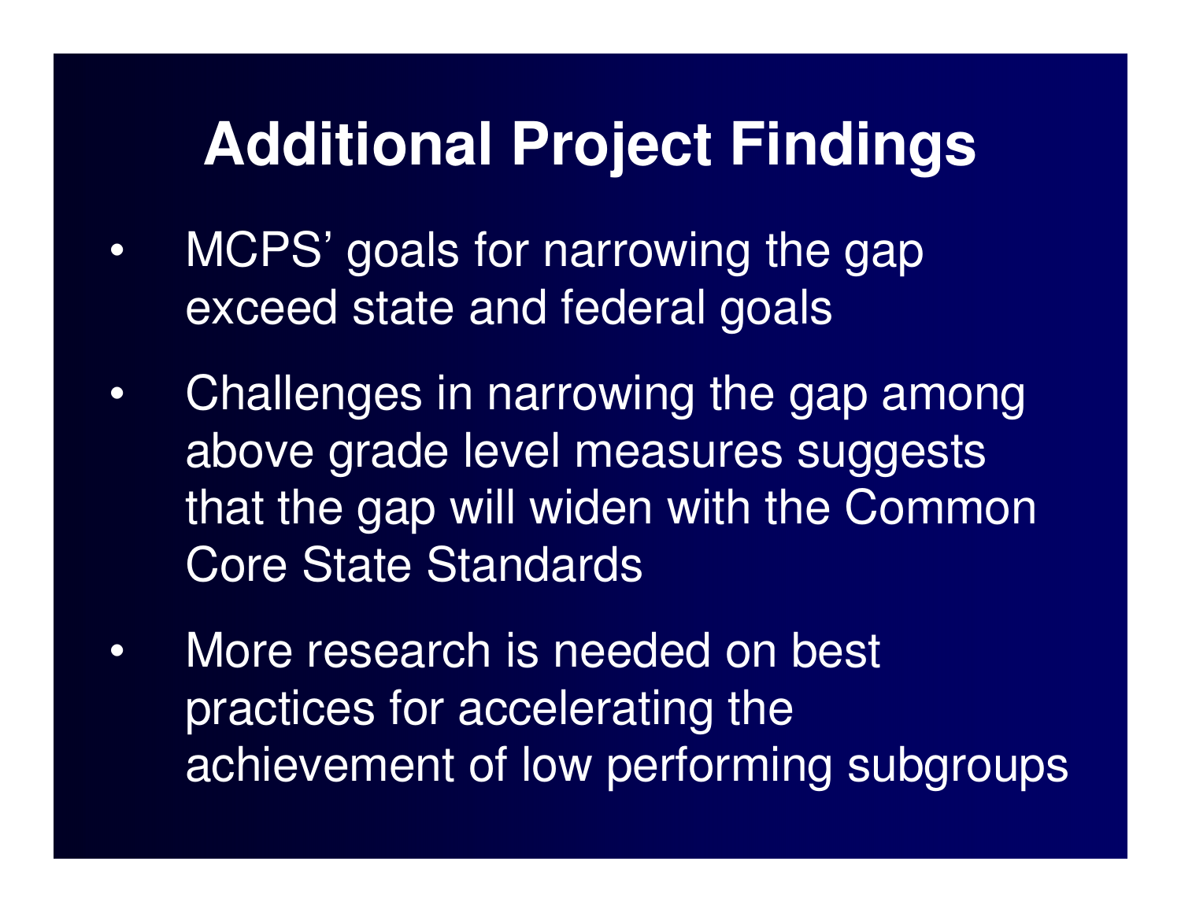# Additional Project Findings

- MCPS' goals for narrowing the gap exceed state and federal goals
- Challenges in narrowing the gap among above grade level measures suggests that the gap will widen with the Common Core State Standards
- More research is needed on best practices for accelerating the achievement of low performing subgroups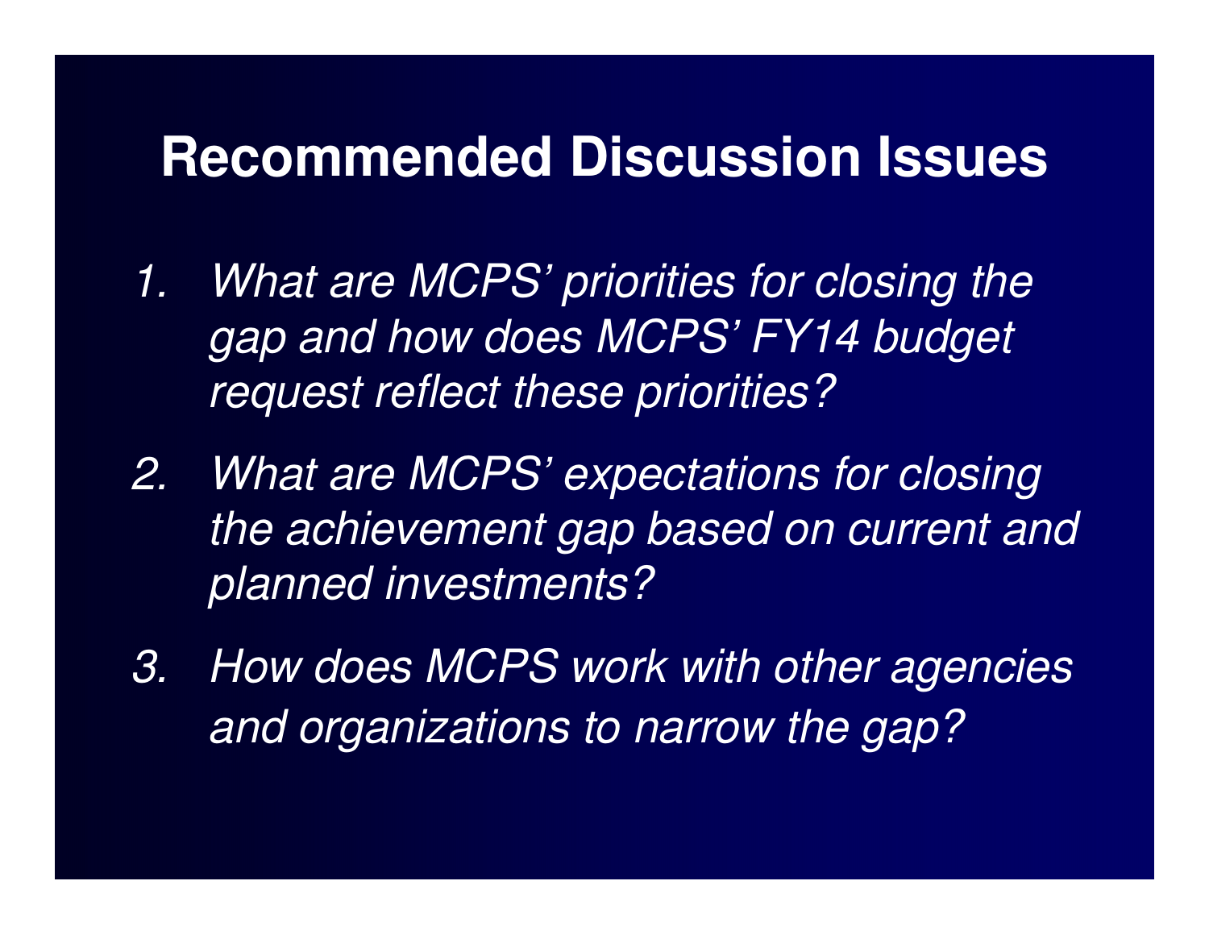# Recommended Discussion Issues

1. *What are MCPS' priorities for closing the gap and how does MCPS' FY14 budget request reflect these priorities?*
2. *What are MCPS' expectations for closing the achievement gap based on current and planned investments?*
3. *How does MCPS work with other agencies and organizations to narrow the gap?*